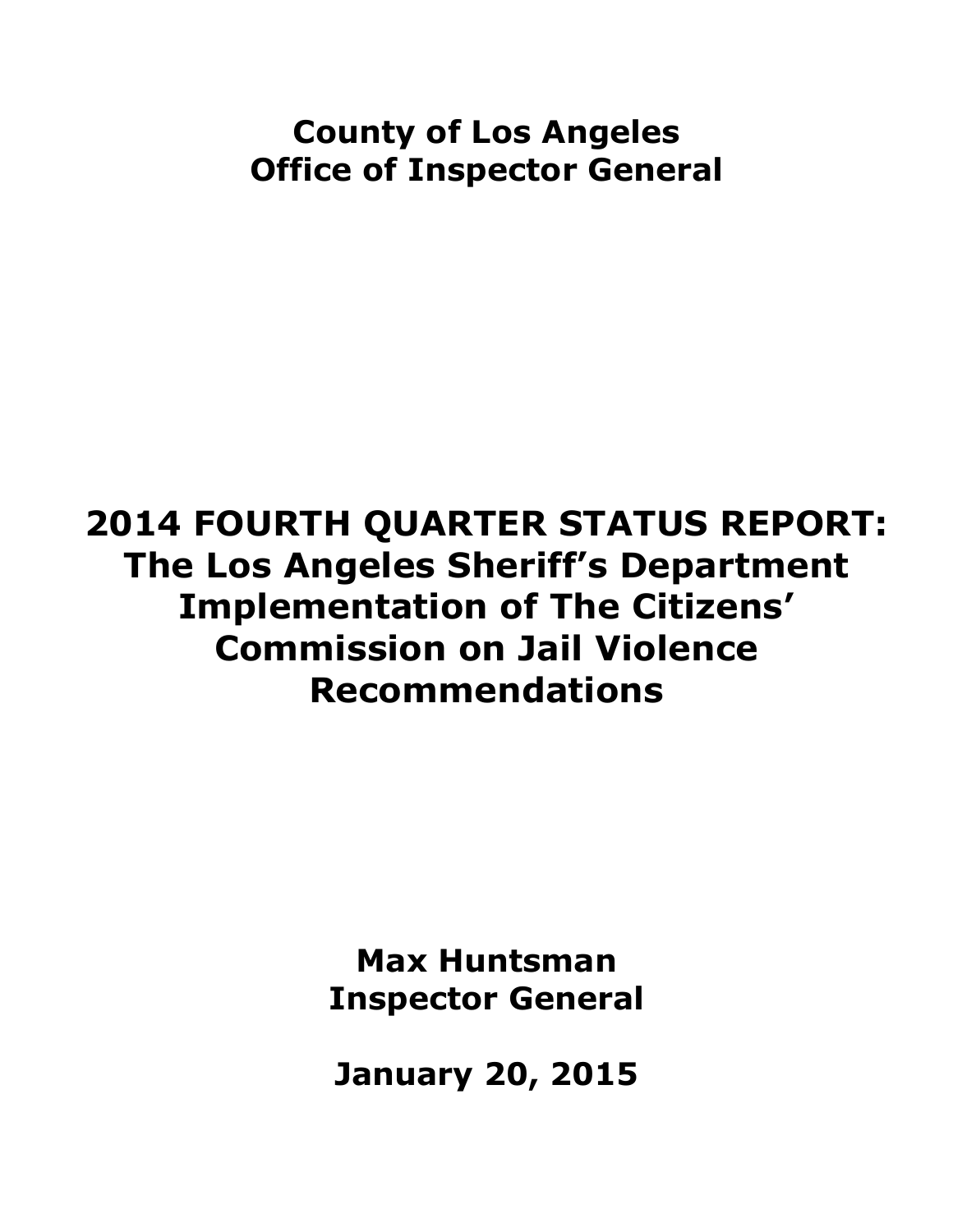**County of Los Angeles**
**Office of Inspector General**

# 2014 FOURTH QUARTER STATUS REPORT: The Los Angeles Sheriff's Department Implementation of The Citizens' Commission on Jail Violence Recommendations

**Max Huntsman**
**Inspector General**

**January 20, 2015**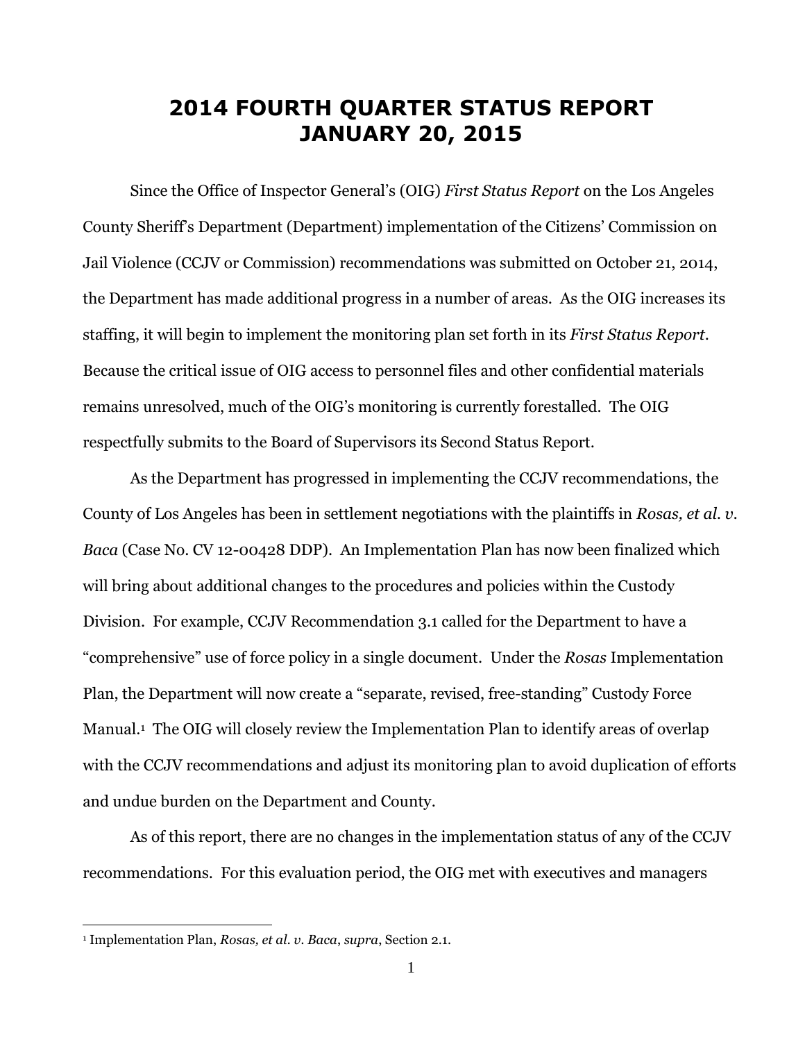# 2014 FOURTH QUARTER STATUS REPORT JANUARY 20, 2015

Since the Office of Inspector General's (OIG) *First Status Report* on the Los Angeles County Sheriff's Department (Department) implementation of the Citizens' Commission on Jail Violence (CCJV or Commission) recommendations was submitted on October 21, 2014, the Department has made additional progress in a number of areas. As the OIG increases its staffing, it will begin to implement the monitoring plan set forth in its *First Status Report*. Because the critical issue of OIG access to personnel files and other confidential materials remains unresolved, much of the OIG's monitoring is currently forestalled. The OIG respectfully submits to the Board of Supervisors its Second Status Report.

As the Department has progressed in implementing the CCJV recommendations, the County of Los Angeles has been in settlement negotiations with the plaintiffs in *Rosas, et al. v. Baca* (Case No. CV 12-00428 DDP). An Implementation Plan has now been finalized which will bring about additional changes to the procedures and policies within the Custody Division. For example, CCJV Recommendation 3.1 called for the Department to have a "comprehensive" use of force policy in a single document. Under the *Rosas* Implementation Plan, the Department will now create a "separate, revised, free-standing" Custody Force Manual.[1] The OIG will closely review the Implementation Plan to identify areas of overlap with the CCJV recommendations and adjust its monitoring plan to avoid duplication of efforts and undue burden on the Department and County.

As of this report, there are no changes in the implementation status of any of the CCJV recommendations. For this evaluation period, the OIG met with executives and managers

[1] Implementation Plan, *Rosas, et al. v. Baca*, *supra*, Section 2.1.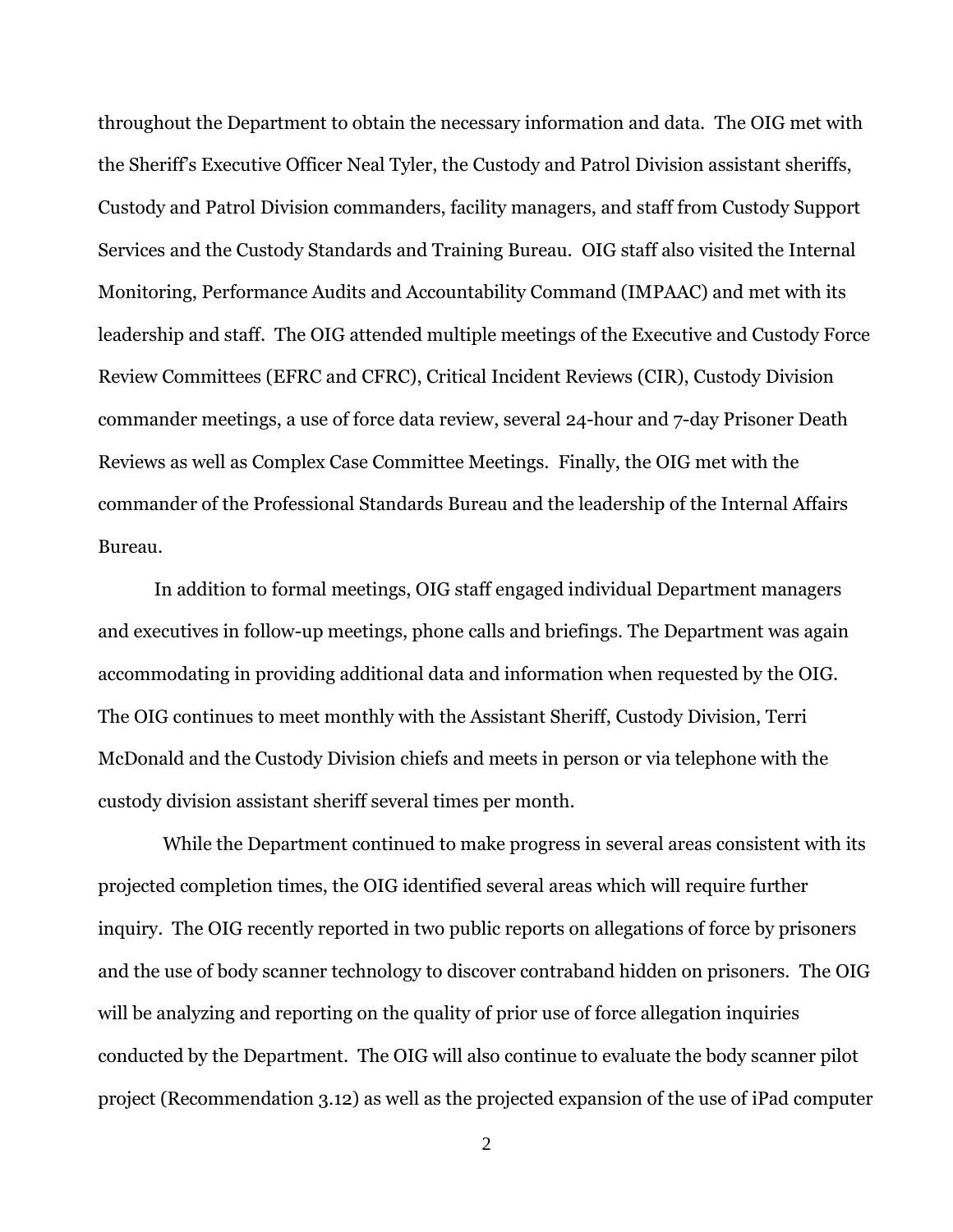throughout the Department to obtain the necessary information and data. The OIG met with the Sheriff's Executive Officer Neal Tyler, the Custody and Patrol Division assistant sheriffs, Custody and Patrol Division commanders, facility managers, and staff from Custody Support Services and the Custody Standards and Training Bureau. OIG staff also visited the Internal Monitoring, Performance Audits and Accountability Command (IMPAAC) and met with its leadership and staff. The OIG attended multiple meetings of the Executive and Custody Force Review Committees (EFRC and CFRC), Critical Incident Reviews (CIR), Custody Division commander meetings, a use of force data review, several 24-hour and 7-day Prisoner Death Reviews as well as Complex Case Committee Meetings. Finally, the OIG met with the commander of the Professional Standards Bureau and the leadership of the Internal Affairs Bureau.

In addition to formal meetings, OIG staff engaged individual Department managers and executives in follow-up meetings, phone calls and briefings. The Department was again accommodating in providing additional data and information when requested by the OIG. The OIG continues to meet monthly with the Assistant Sheriff, Custody Division, Terri McDonald and the Custody Division chiefs and meets in person or via telephone with the custody division assistant sheriff several times per month.

While the Department continued to make progress in several areas consistent with its projected completion times, the OIG identified several areas which will require further inquiry. The OIG recently reported in two public reports on allegations of force by prisoners and the use of body scanner technology to discover contraband hidden on prisoners. The OIG will be analyzing and reporting on the quality of prior use of force allegation inquiries conducted by the Department. The OIG will also continue to evaluate the body scanner pilot project (Recommendation 3.12) as well as the projected expansion of the use of iPad computer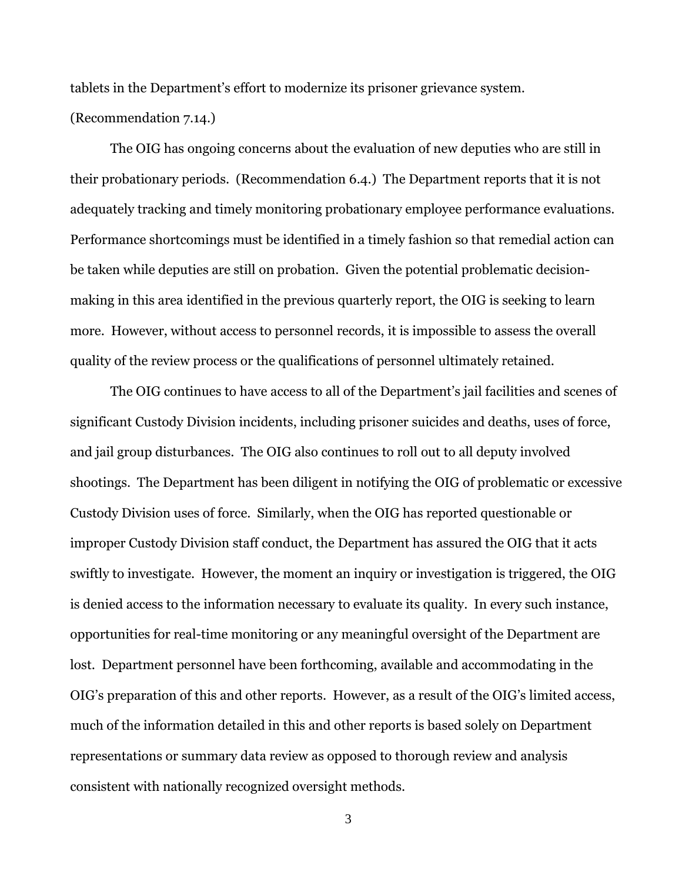tablets in the Department's effort to modernize its prisoner grievance system. (Recommendation 7.14.)

The OIG has ongoing concerns about the evaluation of new deputies who are still in their probationary periods. (Recommendation 6.4.) The Department reports that it is not adequately tracking and timely monitoring probationary employee performance evaluations. Performance shortcomings must be identified in a timely fashion so that remedial action can be taken while deputies are still on probation. Given the potential problematic decision-making in this area identified in the previous quarterly report, the OIG is seeking to learn more. However, without access to personnel records, it is impossible to assess the overall quality of the review process or the qualifications of personnel ultimately retained.

The OIG continues to have access to all of the Department's jail facilities and scenes of significant Custody Division incidents, including prisoner suicides and deaths, uses of force, and jail group disturbances. The OIG also continues to roll out to all deputy involved shootings. The Department has been diligent in notifying the OIG of problematic or excessive Custody Division uses of force. Similarly, when the OIG has reported questionable or improper Custody Division staff conduct, the Department has assured the OIG that it acts swiftly to investigate. However, the moment an inquiry or investigation is triggered, the OIG is denied access to the information necessary to evaluate its quality. In every such instance, opportunities for real-time monitoring or any meaningful oversight of the Department are lost. Department personnel have been forthcoming, available and accommodating in the OIG's preparation of this and other reports. However, as a result of the OIG's limited access, much of the information detailed in this and other reports is based solely on Department representations or summary data review as opposed to thorough review and analysis consistent with nationally recognized oversight methods.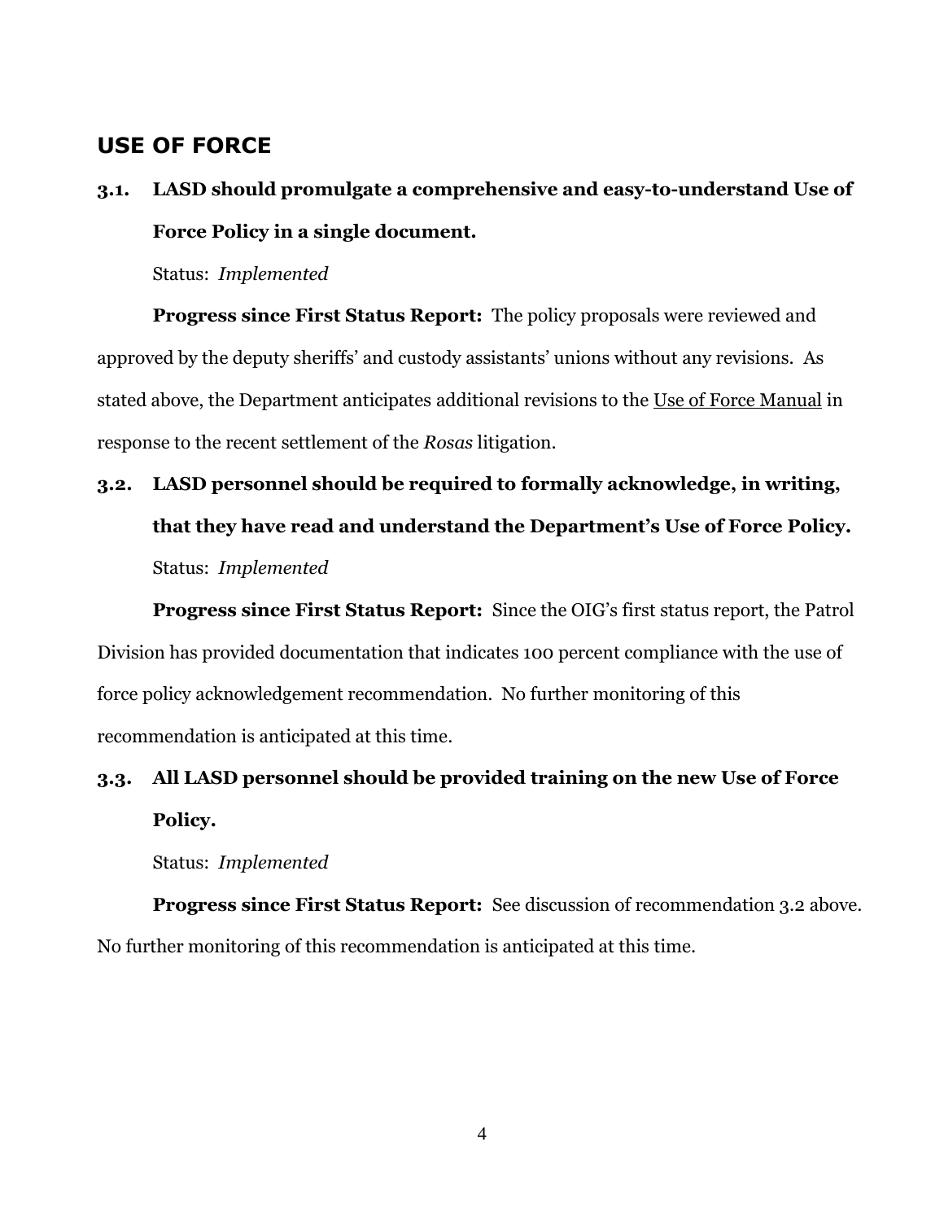## USE OF FORCE

### 3.1. LASD should promulgate a comprehensive and easy-to-understand Use of Force Policy in a single document.

Status: *Implemented*

**Progress since First Status Report:** The policy proposals were reviewed and approved by the deputy sheriffs' and custody assistants' unions without any revisions. As stated above, the Department anticipates additional revisions to the Use of Force Manual in response to the recent settlement of the *Rosas* litigation.

### 3.2. LASD personnel should be required to formally acknowledge, in writing, that they have read and understand the Department's Use of Force Policy.

Status: *Implemented*

**Progress since First Status Report:** Since the OIG's first status report, the Patrol Division has provided documentation that indicates 100 percent compliance with the use of force policy acknowledgement recommendation. No further monitoring of this recommendation is anticipated at this time.

### 3.3. All LASD personnel should be provided training on the new Use of Force Policy.

Status: *Implemented*

**Progress since First Status Report:** See discussion of recommendation 3.2 above. No further monitoring of this recommendation is anticipated at this time.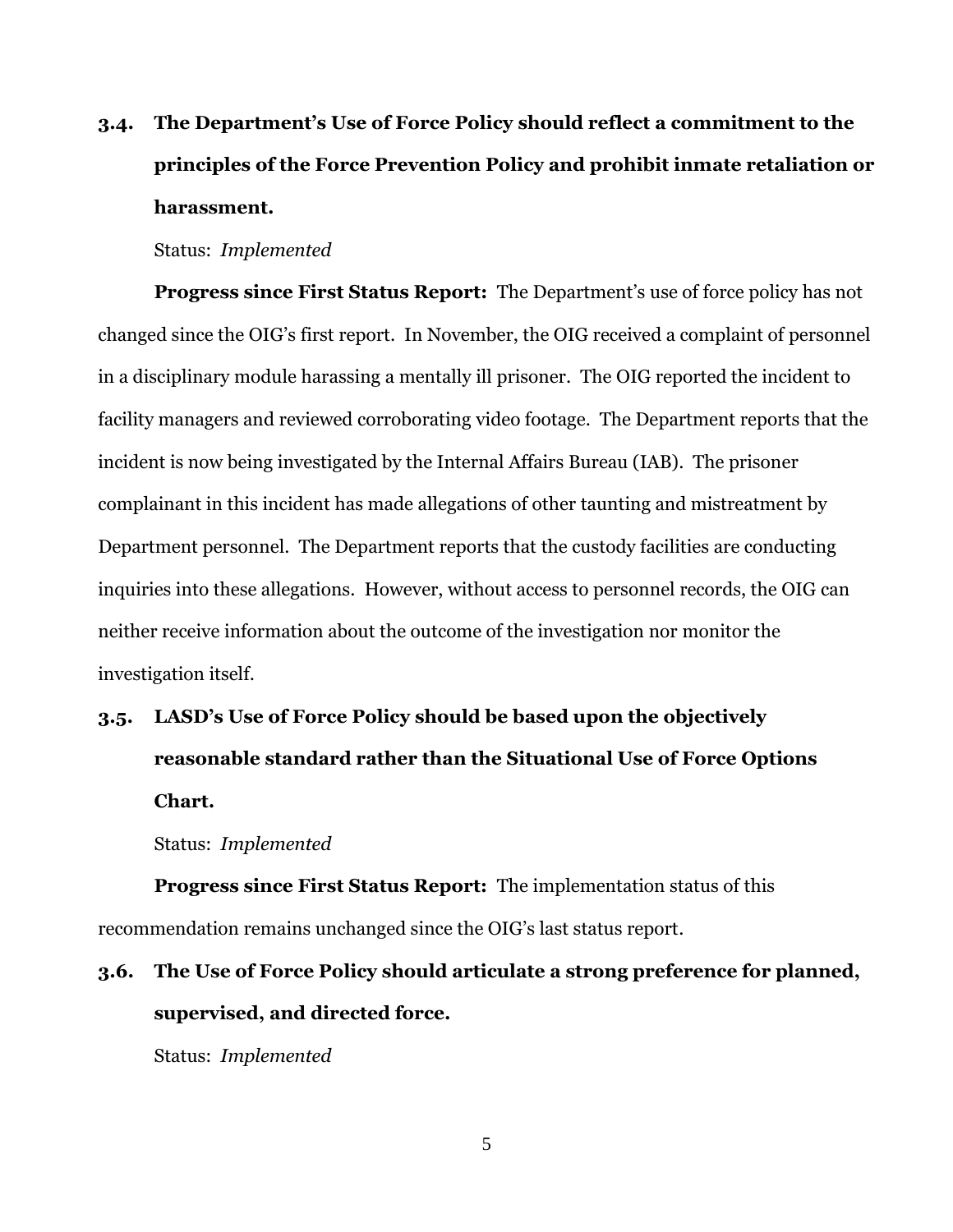### 3.4. The Department's Use of Force Policy should reflect a commitment to the principles of the Force Prevention Policy and prohibit inmate retaliation or harassment.

Status: *Implemented*

**Progress since First Status Report:** The Department's use of force policy has not changed since the OIG's first report. In November, the OIG received a complaint of personnel in a disciplinary module harassing a mentally ill prisoner. The OIG reported the incident to facility managers and reviewed corroborating video footage. The Department reports that the incident is now being investigated by the Internal Affairs Bureau (IAB). The prisoner complainant in this incident has made allegations of other taunting and mistreatment by Department personnel. The Department reports that the custody facilities are conducting inquiries into these allegations. However, without access to personnel records, the OIG can neither receive information about the outcome of the investigation nor monitor the investigation itself.

### 3.5. LASD's Use of Force Policy should be based upon the objectively reasonable standard rather than the Situational Use of Force Options Chart.

Status: *Implemented*

**Progress since First Status Report:** The implementation status of this recommendation remains unchanged since the OIG's last status report.

### 3.6. The Use of Force Policy should articulate a strong preference for planned, supervised, and directed force.

Status: *Implemented*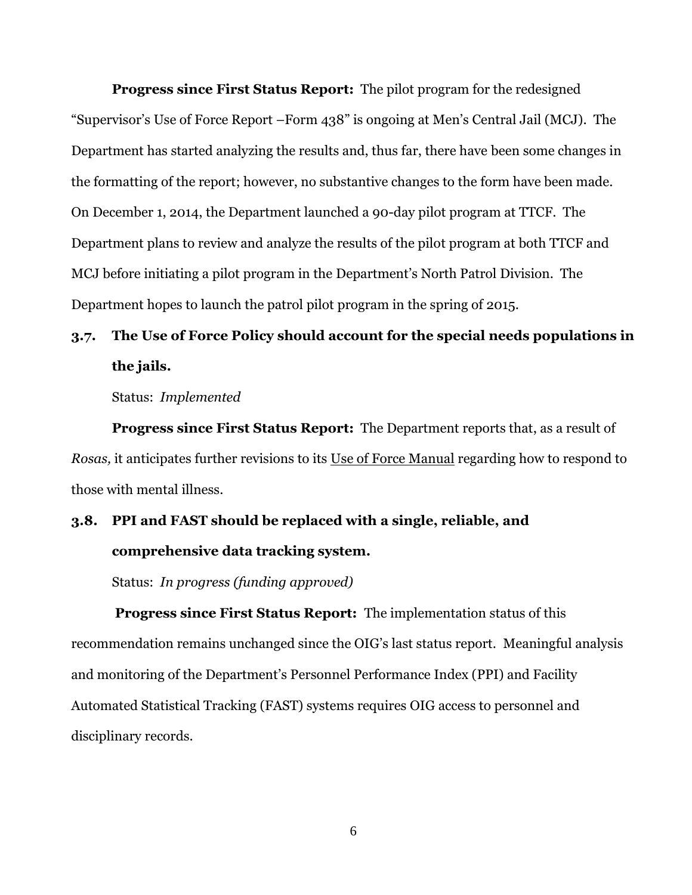**Progress since First Status Report:** The pilot program for the redesigned "Supervisor's Use of Force Report –Form 438" is ongoing at Men's Central Jail (MCJ). The Department has started analyzing the results and, thus far, there have been some changes in the formatting of the report; however, no substantive changes to the form have been made. On December 1, 2014, the Department launched a 90-day pilot program at TTCF. The Department plans to review and analyze the results of the pilot program at both TTCF and MCJ before initiating a pilot program in the Department's North Patrol Division. The Department hopes to launch the patrol pilot program in the spring of 2015.

### 3.7. The Use of Force Policy should account for the special needs populations in the jails.

Status: *Implemented*

**Progress since First Status Report:** The Department reports that, as a result of *Rosas,* it anticipates further revisions to its Use of Force Manual regarding how to respond to those with mental illness.

### 3.8. PPI and FAST should be replaced with a single, reliable, and comprehensive data tracking system.

Status: *In progress (funding approved)*

**Progress since First Status Report:** The implementation status of this recommendation remains unchanged since the OIG's last status report. Meaningful analysis and monitoring of the Department's Personnel Performance Index (PPI) and Facility Automated Statistical Tracking (FAST) systems requires OIG access to personnel and disciplinary records.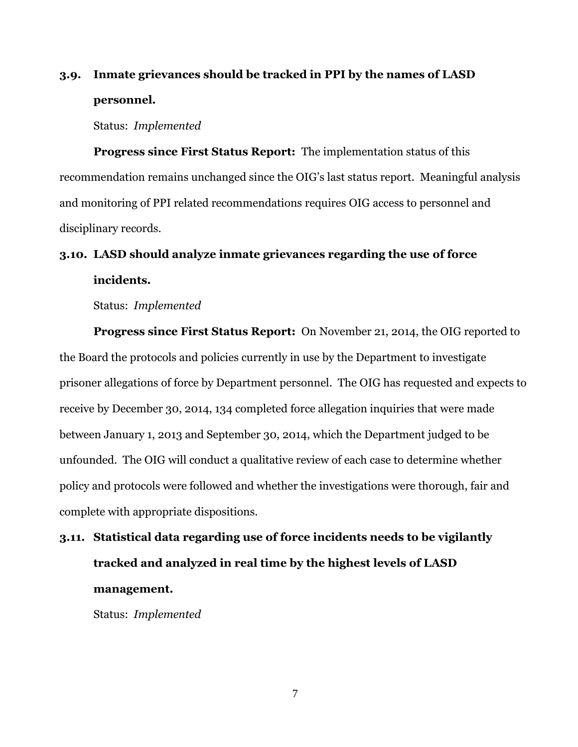**3.9. Inmate grievances should be tracked in PPI by the names of LASD personnel.**

Status: *Implemented*

**Progress since First Status Report:** The implementation status of this recommendation remains unchanged since the OIG's last status report. Meaningful analysis and monitoring of PPI related recommendations requires OIG access to personnel and disciplinary records.

**3.10. LASD should analyze inmate grievances regarding the use of force incidents.**

Status: *Implemented*

**Progress since First Status Report:** On November 21, 2014, the OIG reported to the Board the protocols and policies currently in use by the Department to investigate prisoner allegations of force by Department personnel. The OIG has requested and expects to receive by December 30, 2014, 134 completed force allegation inquiries that were made between January 1, 2013 and September 30, 2014, which the Department judged to be unfounded. The OIG will conduct a qualitative review of each case to determine whether policy and protocols were followed and whether the investigations were thorough, fair and complete with appropriate dispositions.

**3.11. Statistical data regarding use of force incidents needs to be vigilantly tracked and analyzed in real time by the highest levels of LASD management.**

Status: *Implemented*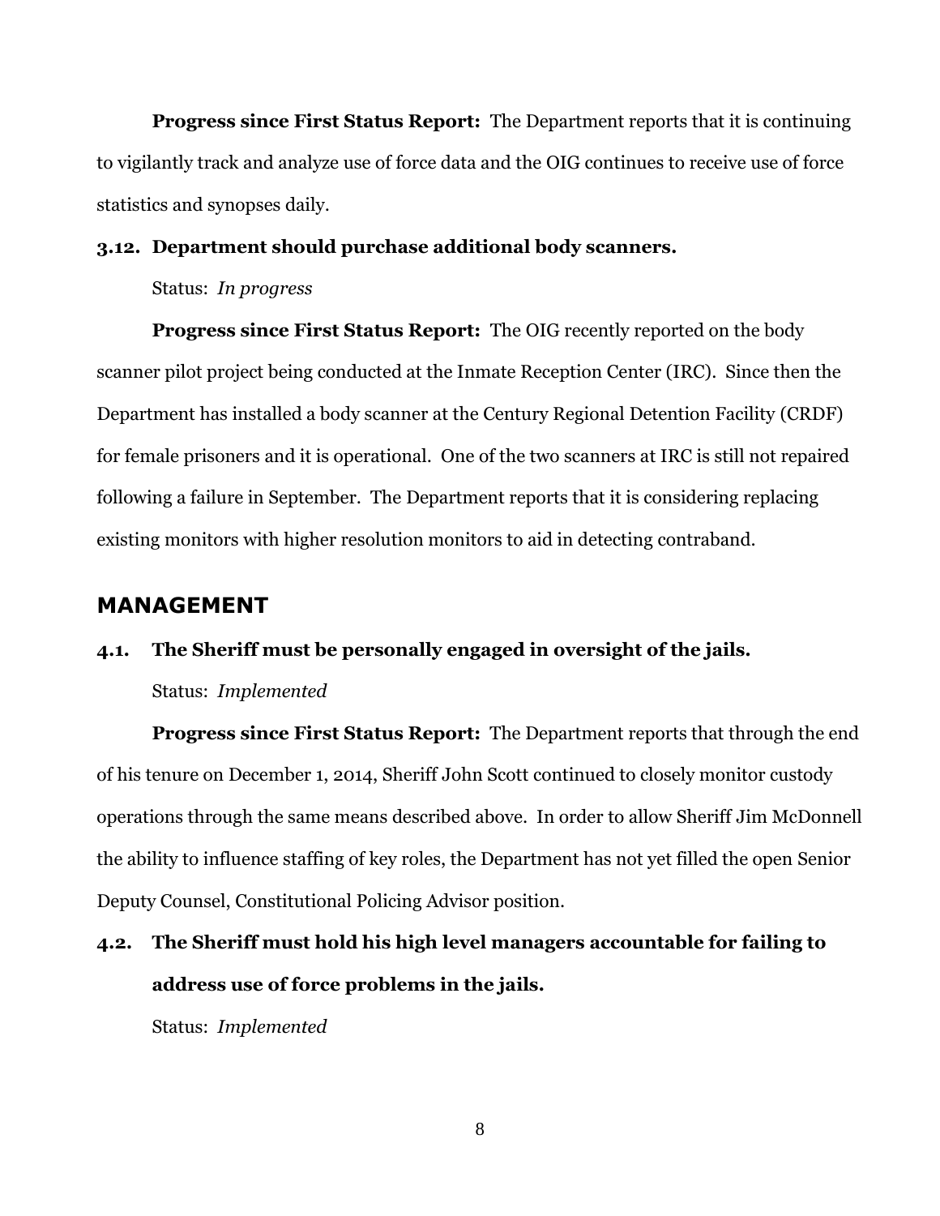**Progress since First Status Report:** The Department reports that it is continuing to vigilantly track and analyze use of force data and the OIG continues to receive use of force statistics and synopses daily.

**3.12. Department should purchase additional body scanners.**

Status: *In progress*

**Progress since First Status Report:** The OIG recently reported on the body scanner pilot project being conducted at the Inmate Reception Center (IRC). Since then the Department has installed a body scanner at the Century Regional Detention Facility (CRDF) for female prisoners and it is operational. One of the two scanners at IRC is still not repaired following a failure in September. The Department reports that it is considering replacing existing monitors with higher resolution monitors to aid in detecting contraband.

## MANAGEMENT

**4.1. The Sheriff must be personally engaged in oversight of the jails.**

Status: *Implemented*

**Progress since First Status Report:** The Department reports that through the end of his tenure on December 1, 2014, Sheriff John Scott continued to closely monitor custody operations through the same means described above. In order to allow Sheriff Jim McDonnell the ability to influence staffing of key roles, the Department has not yet filled the open Senior Deputy Counsel, Constitutional Policing Advisor position.

**4.2. The Sheriff must hold his high level managers accountable for failing to address use of force problems in the jails.**

Status: *Implemented*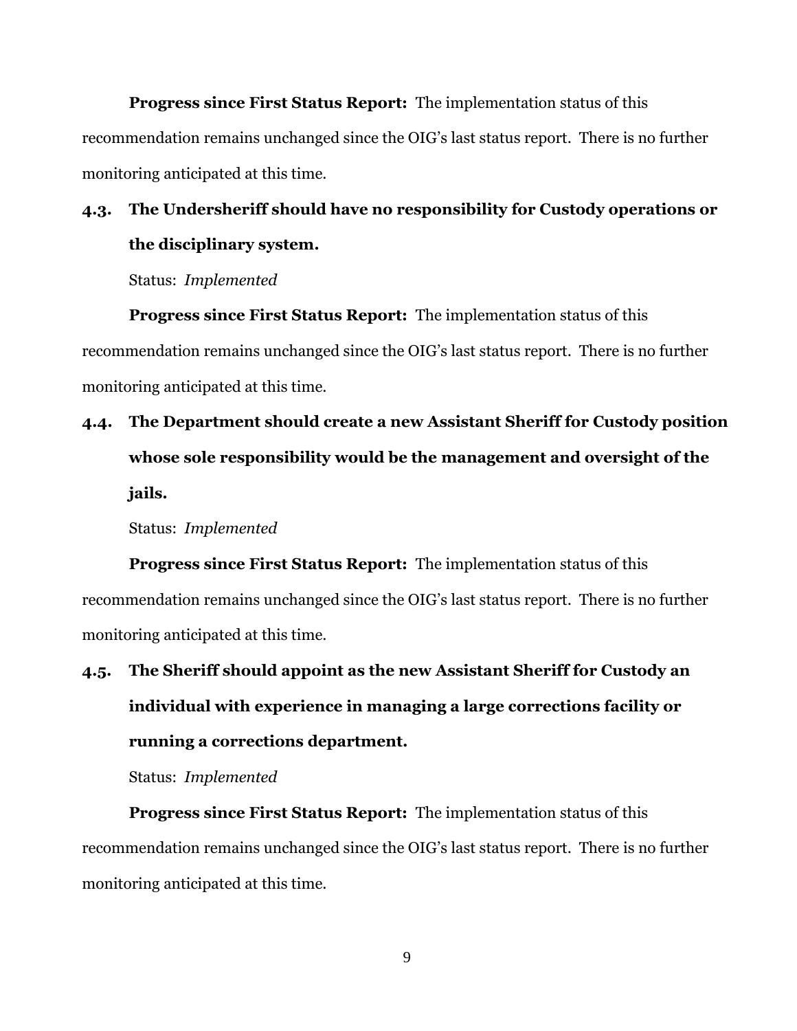**Progress since First Status Report:** The implementation status of this recommendation remains unchanged since the OIG's last status report. There is no further monitoring anticipated at this time.

**4.3. The Undersheriff should have no responsibility for Custody operations or the disciplinary system.**

Status: *Implemented*

**Progress since First Status Report:** The implementation status of this recommendation remains unchanged since the OIG's last status report. There is no further monitoring anticipated at this time.

**4.4. The Department should create a new Assistant Sheriff for Custody position whose sole responsibility would be the management and oversight of the jails.**

Status: *Implemented*

**Progress since First Status Report:** The implementation status of this recommendation remains unchanged since the OIG's last status report. There is no further monitoring anticipated at this time.

**4.5. The Sheriff should appoint as the new Assistant Sheriff for Custody an individual with experience in managing a large corrections facility or running a corrections department.**

Status: *Implemented*

**Progress since First Status Report:** The implementation status of this recommendation remains unchanged since the OIG's last status report. There is no further monitoring anticipated at this time.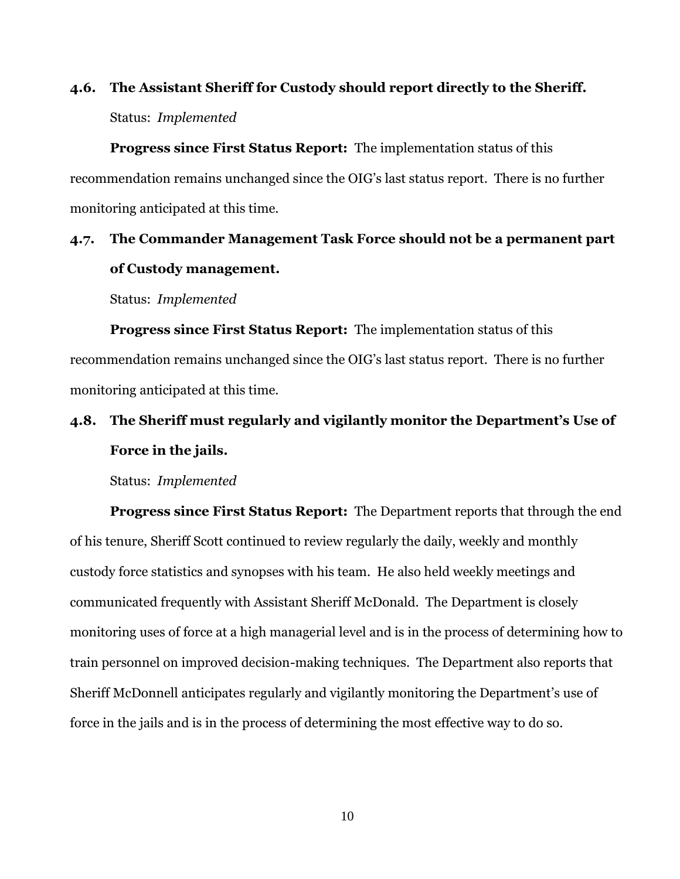### 4.6. The Assistant Sheriff for Custody should report directly to the Sheriff.

Status: *Implemented*

**Progress since First Status Report:** The implementation status of this recommendation remains unchanged since the OIG's last status report. There is no further monitoring anticipated at this time.

### 4.7. The Commander Management Task Force should not be a permanent part of Custody management.

Status: *Implemented*

**Progress since First Status Report:** The implementation status of this recommendation remains unchanged since the OIG's last status report. There is no further monitoring anticipated at this time.

### 4.8. The Sheriff must regularly and vigilantly monitor the Department's Use of Force in the jails.

Status: *Implemented*

**Progress since First Status Report:** The Department reports that through the end of his tenure, Sheriff Scott continued to review regularly the daily, weekly and monthly custody force statistics and synopses with his team. He also held weekly meetings and communicated frequently with Assistant Sheriff McDonald. The Department is closely monitoring uses of force at a high managerial level and is in the process of determining how to train personnel on improved decision-making techniques. The Department also reports that Sheriff McDonnell anticipates regularly and vigilantly monitoring the Department's use of force in the jails and is in the process of determining the most effective way to do so.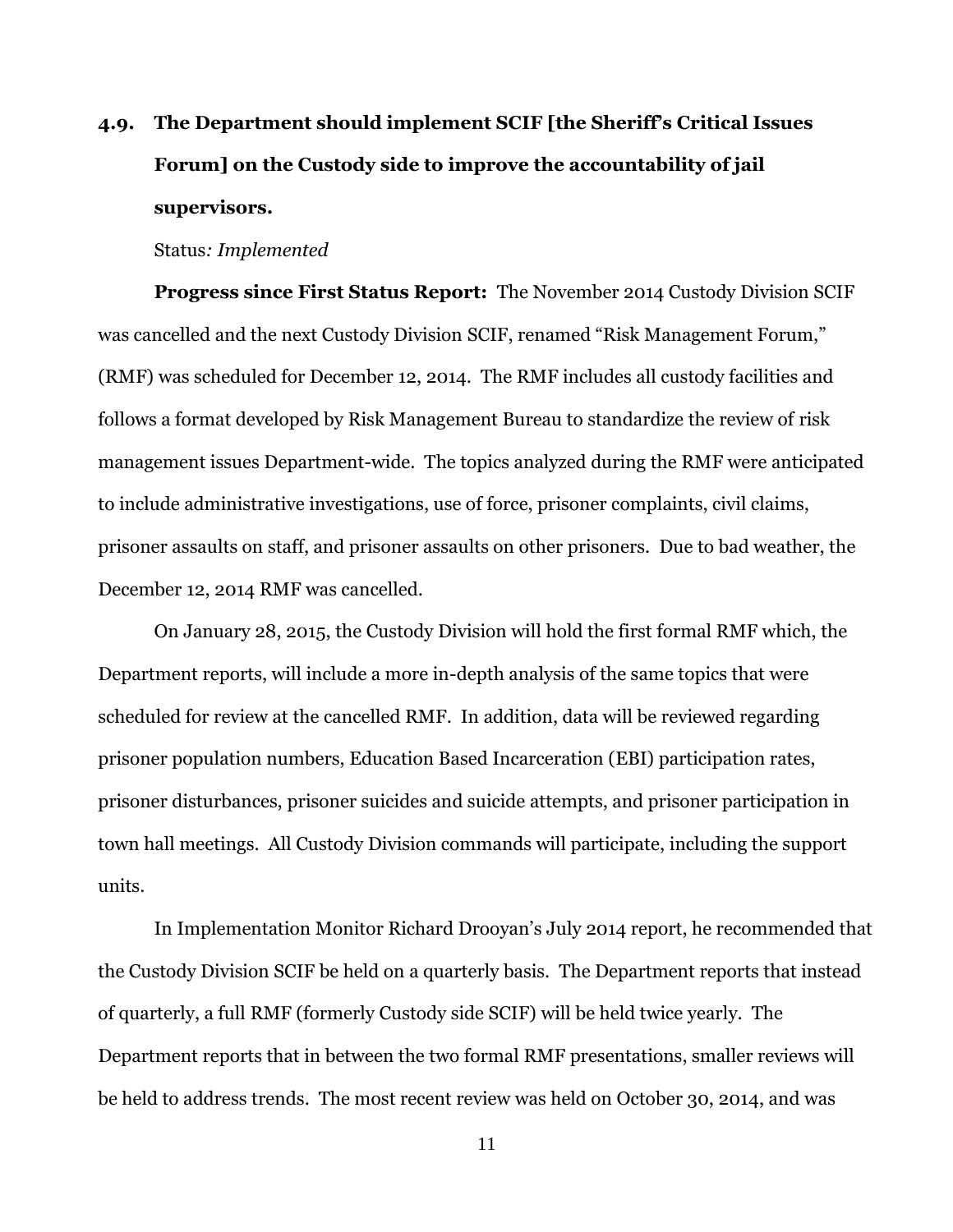### 4.9. The Department should implement SCIF [the Sheriff's Critical Issues Forum] on the Custody side to improve the accountability of jail supervisors.

Status*: Implemented*

**Progress since First Status Report:** The November 2014 Custody Division SCIF was cancelled and the next Custody Division SCIF, renamed "Risk Management Forum," (RMF) was scheduled for December 12, 2014. The RMF includes all custody facilities and follows a format developed by Risk Management Bureau to standardize the review of risk management issues Department-wide. The topics analyzed during the RMF were anticipated to include administrative investigations, use of force, prisoner complaints, civil claims, prisoner assaults on staff, and prisoner assaults on other prisoners. Due to bad weather, the December 12, 2014 RMF was cancelled.

On January 28, 2015, the Custody Division will hold the first formal RMF which, the Department reports, will include a more in-depth analysis of the same topics that were scheduled for review at the cancelled RMF. In addition, data will be reviewed regarding prisoner population numbers, Education Based Incarceration (EBI) participation rates, prisoner disturbances, prisoner suicides and suicide attempts, and prisoner participation in town hall meetings. All Custody Division commands will participate, including the support units.

In Implementation Monitor Richard Drooyan's July 2014 report, he recommended that the Custody Division SCIF be held on a quarterly basis. The Department reports that instead of quarterly, a full RMF (formerly Custody side SCIF) will be held twice yearly. The Department reports that in between the two formal RMF presentations, smaller reviews will be held to address trends. The most recent review was held on October 30, 2014, and was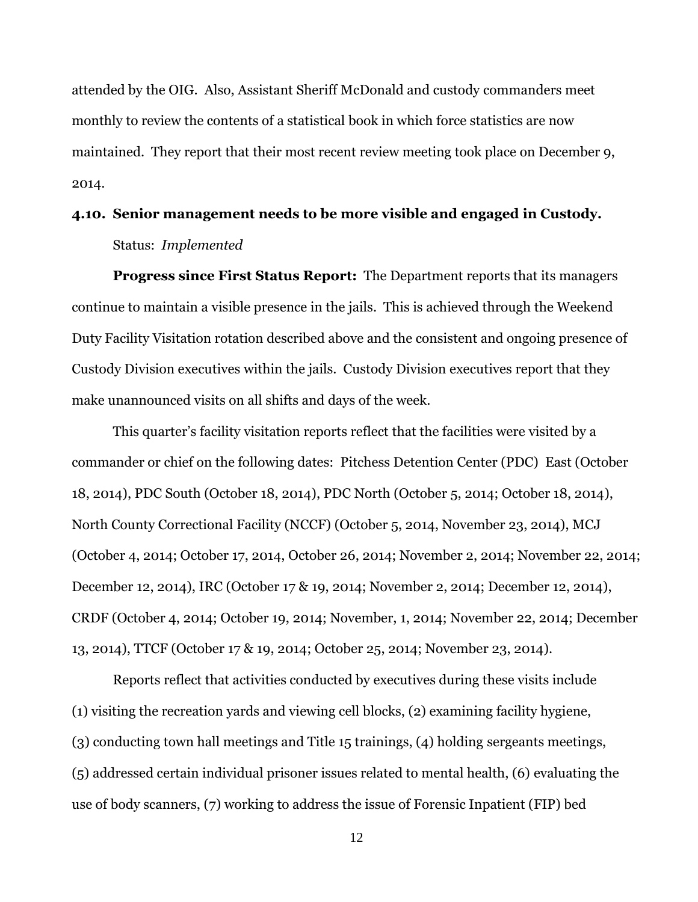attended by the OIG. Also, Assistant Sheriff McDonald and custody commanders meet monthly to review the contents of a statistical book in which force statistics are now maintained. They report that their most recent review meeting took place on December 9, 2014.

### 4.10. Senior management needs to be more visible and engaged in Custody.

Status: *Implemented*

**Progress since First Status Report:** The Department reports that its managers continue to maintain a visible presence in the jails. This is achieved through the Weekend Duty Facility Visitation rotation described above and the consistent and ongoing presence of Custody Division executives within the jails. Custody Division executives report that they make unannounced visits on all shifts and days of the week.

This quarter's facility visitation reports reflect that the facilities were visited by a commander or chief on the following dates: Pitchess Detention Center (PDC) East (October 18, 2014), PDC South (October 18, 2014), PDC North (October 5, 2014; October 18, 2014), North County Correctional Facility (NCCF) (October 5, 2014, November 23, 2014), MCJ (October 4, 2014; October 17, 2014, October 26, 2014; November 2, 2014; November 22, 2014; December 12, 2014), IRC (October 17 & 19, 2014; November 2, 2014; December 12, 2014), CRDF (October 4, 2014; October 19, 2014; November, 1, 2014; November 22, 2014; December 13, 2014), TTCF (October 17 & 19, 2014; October 25, 2014; November 23, 2014).

Reports reflect that activities conducted by executives during these visits include (1) visiting the recreation yards and viewing cell blocks, (2) examining facility hygiene, (3) conducting town hall meetings and Title 15 trainings, (4) holding sergeants meetings, (5) addressed certain individual prisoner issues related to mental health, (6) evaluating the use of body scanners, (7) working to address the issue of Forensic Inpatient (FIP) bed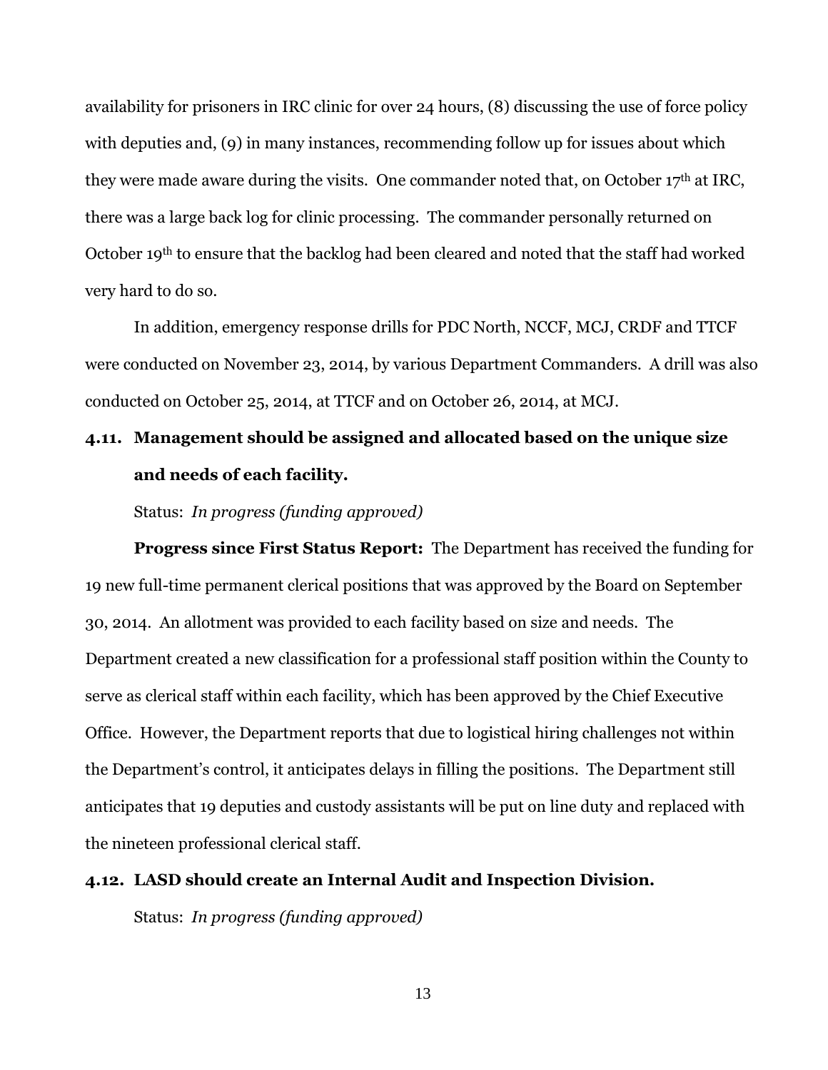availability for prisoners in IRC clinic for over 24 hours, (8) discussing the use of force policy with deputies and, (9) in many instances, recommending follow up for issues about which they were made aware during the visits. One commander noted that, on October 17th at IRC, there was a large back log for clinic processing. The commander personally returned on October 19th to ensure that the backlog had been cleared and noted that the staff had worked very hard to do so.

In addition, emergency response drills for PDC North, NCCF, MCJ, CRDF and TTCF were conducted on November 23, 2014, by various Department Commanders. A drill was also conducted on October 25, 2014, at TTCF and on October 26, 2014, at MCJ.

### 4.11. Management should be assigned and allocated based on the unique size and needs of each facility.

Status: *In progress (funding approved)*

**Progress since First Status Report:** The Department has received the funding for 19 new full-time permanent clerical positions that was approved by the Board on September 30, 2014. An allotment was provided to each facility based on size and needs. The Department created a new classification for a professional staff position within the County to serve as clerical staff within each facility, which has been approved by the Chief Executive Office. However, the Department reports that due to logistical hiring challenges not within the Department's control, it anticipates delays in filling the positions. The Department still anticipates that 19 deputies and custody assistants will be put on line duty and replaced with the nineteen professional clerical staff.

### 4.12. LASD should create an Internal Audit and Inspection Division.

Status: *In progress (funding approved)*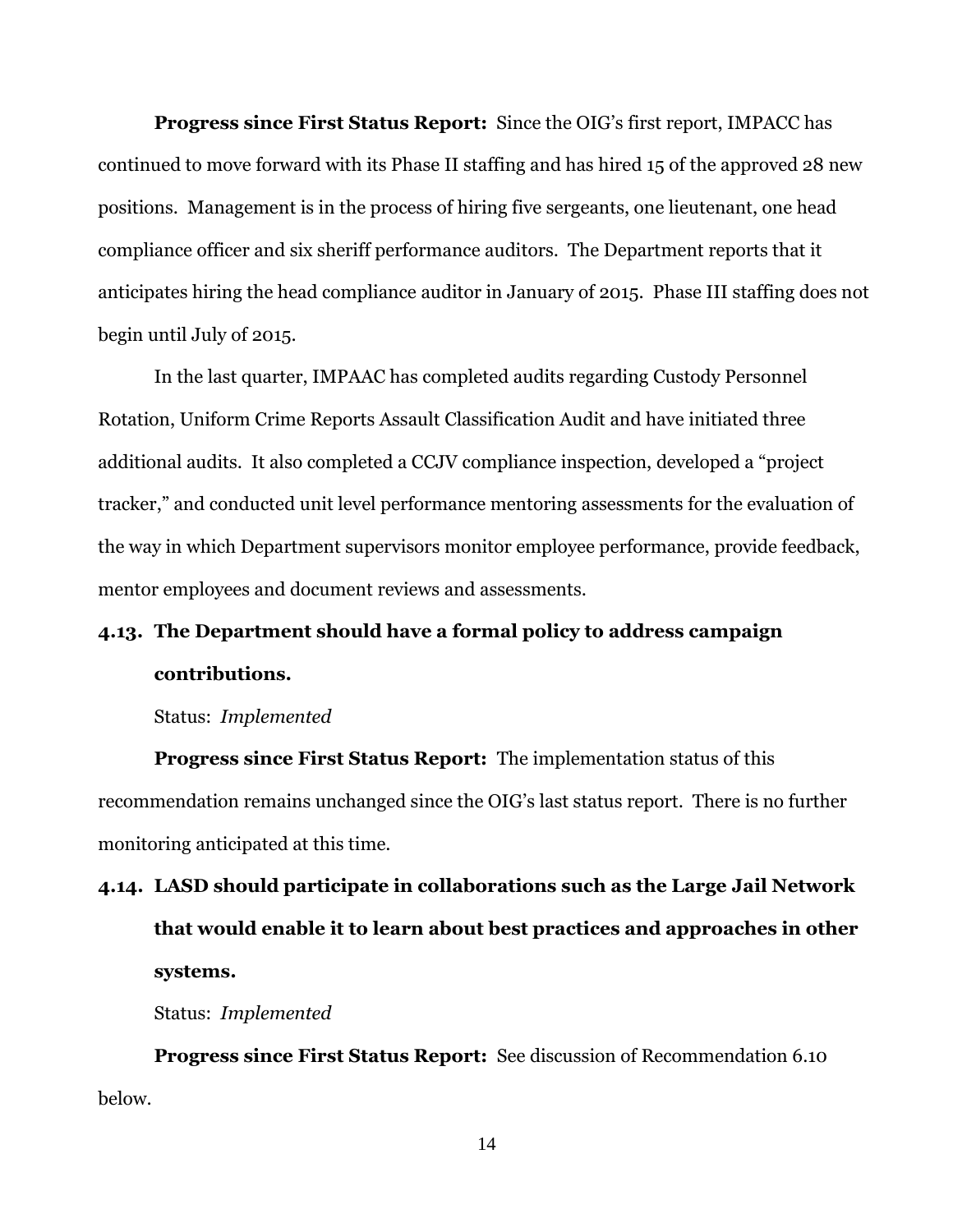**Progress since First Status Report:** Since the OIG's first report, IMPACC has continued to move forward with its Phase II staffing and has hired 15 of the approved 28 new positions. Management is in the process of hiring five sergeants, one lieutenant, one head compliance officer and six sheriff performance auditors. The Department reports that it anticipates hiring the head compliance auditor in January of 2015. Phase III staffing does not begin until July of 2015.

In the last quarter, IMPAAC has completed audits regarding Custody Personnel Rotation, Uniform Crime Reports Assault Classification Audit and have initiated three additional audits. It also completed a CCJV compliance inspection, developed a "project tracker," and conducted unit level performance mentoring assessments for the evaluation of the way in which Department supervisors monitor employee performance, provide feedback, mentor employees and document reviews and assessments.

**4.13. The Department should have a formal policy to address campaign contributions.**

Status: *Implemented*

**Progress since First Status Report:** The implementation status of this recommendation remains unchanged since the OIG's last status report. There is no further monitoring anticipated at this time.

**4.14. LASD should participate in collaborations such as the Large Jail Network that would enable it to learn about best practices and approaches in other systems.**

Status: *Implemented*

**Progress since First Status Report:** See discussion of Recommendation 6.10 below.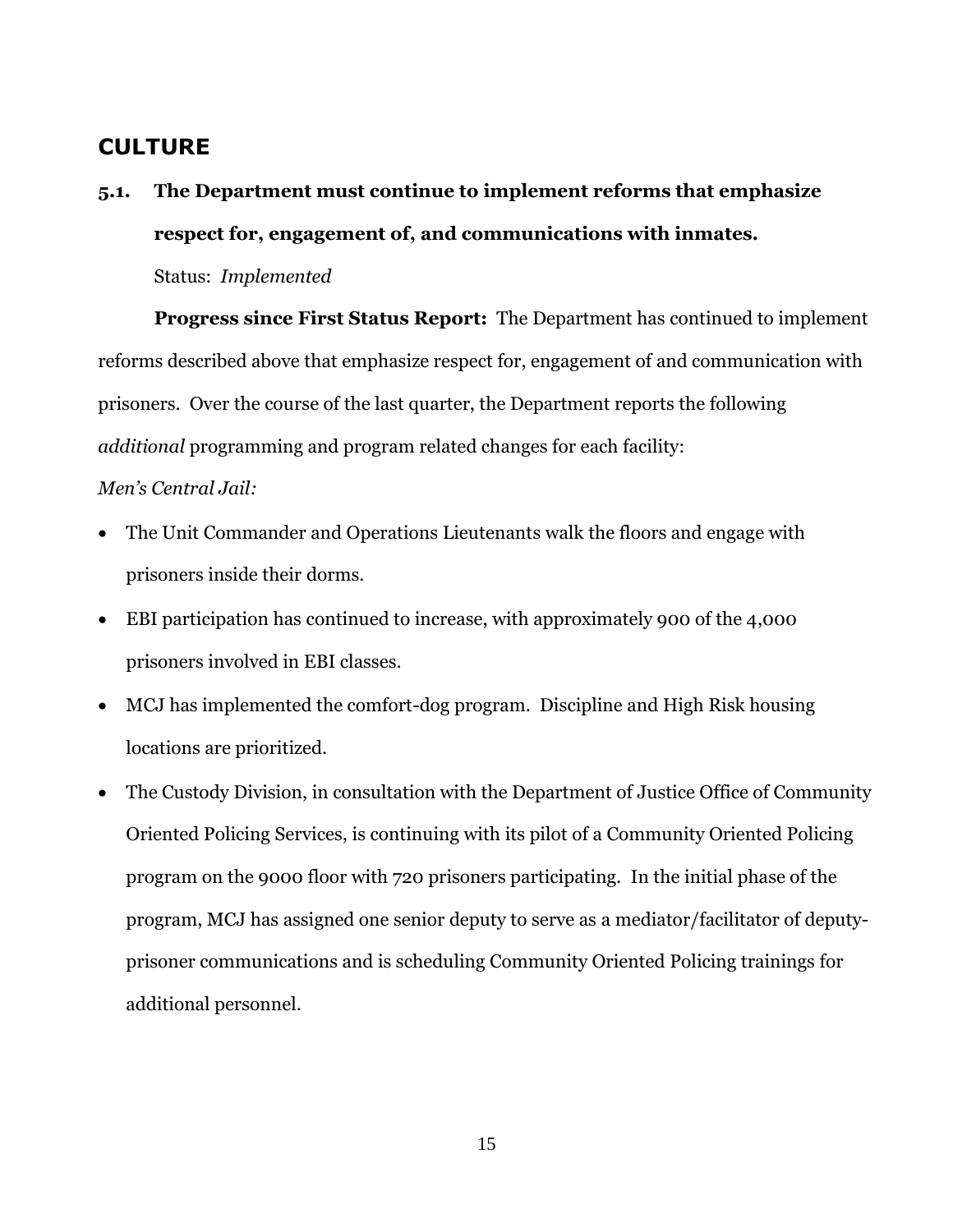## CULTURE

### 5.1. The Department must continue to implement reforms that emphasize respect for, engagement of, and communications with inmates.

Status: *Implemented*

**Progress since First Status Report:** The Department has continued to implement reforms described above that emphasize respect for, engagement of and communication with prisoners. Over the course of the last quarter, the Department reports the following *additional* programming and program related changes for each facility:

*Men's Central Jail:*

- The Unit Commander and Operations Lieutenants walk the floors and engage with prisoners inside their dorms.
- EBI participation has continued to increase, with approximately 900 of the 4,000 prisoners involved in EBI classes.
- MCJ has implemented the comfort-dog program. Discipline and High Risk housing locations are prioritized.
- The Custody Division, in consultation with the Department of Justice Office of Community Oriented Policing Services, is continuing with its pilot of a Community Oriented Policing program on the 9000 floor with 720 prisoners participating. In the initial phase of the program, MCJ has assigned one senior deputy to serve as a mediator/facilitator of deputy-prisoner communications and is scheduling Community Oriented Policing trainings for additional personnel.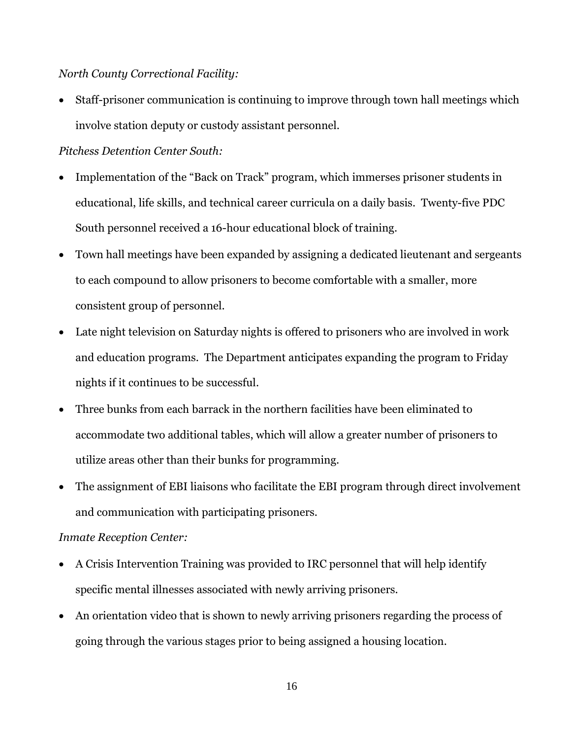*North County Correctional Facility:*

- Staff-prisoner communication is continuing to improve through town hall meetings which involve station deputy or custody assistant personnel.

*Pitchess Detention Center South:*

- Implementation of the "Back on Track" program, which immerses prisoner students in educational, life skills, and technical career curricula on a daily basis. Twenty-five PDC South personnel received a 16-hour educational block of training.
- Town hall meetings have been expanded by assigning a dedicated lieutenant and sergeants to each compound to allow prisoners to become comfortable with a smaller, more consistent group of personnel.
- Late night television on Saturday nights is offered to prisoners who are involved in work and education programs. The Department anticipates expanding the program to Friday nights if it continues to be successful.
- Three bunks from each barrack in the northern facilities have been eliminated to accommodate two additional tables, which will allow a greater number of prisoners to utilize areas other than their bunks for programming.
- The assignment of EBI liaisons who facilitate the EBI program through direct involvement and communication with participating prisoners.

*Inmate Reception Center:*

- A Crisis Intervention Training was provided to IRC personnel that will help identify specific mental illnesses associated with newly arriving prisoners.
- An orientation video that is shown to newly arriving prisoners regarding the process of going through the various stages prior to being assigned a housing location.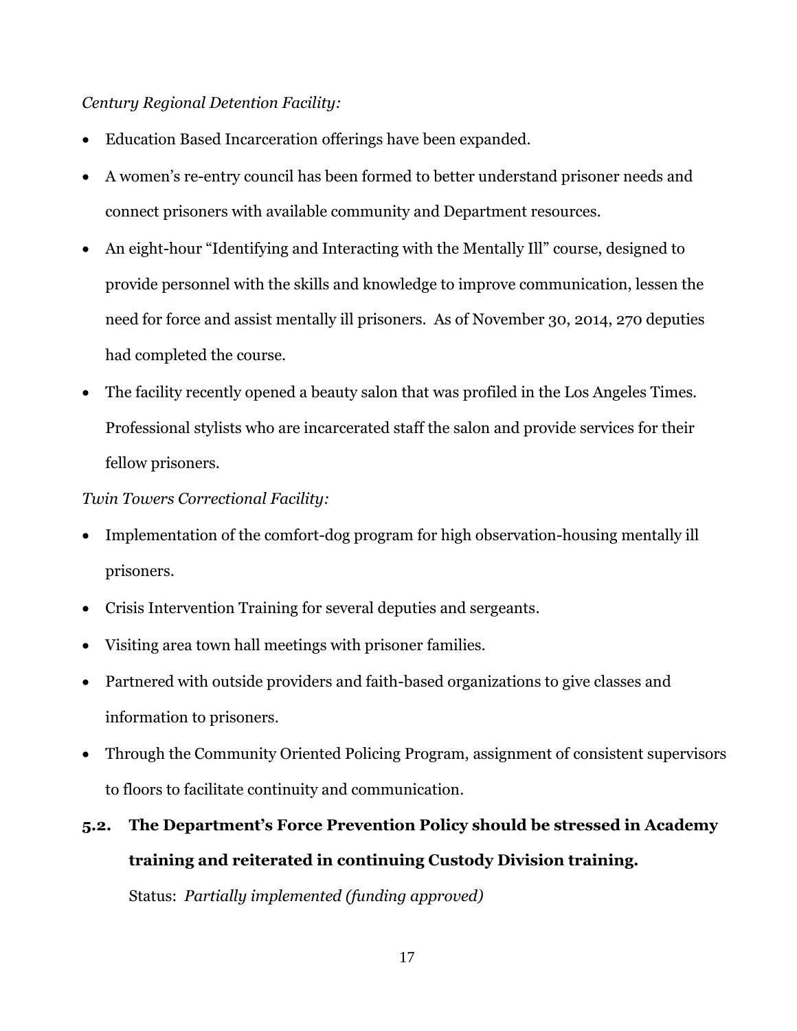*Century Regional Detention Facility:*

- Education Based Incarceration offerings have been expanded.
- A women's re-entry council has been formed to better understand prisoner needs and connect prisoners with available community and Department resources.
- An eight-hour "Identifying and Interacting with the Mentally Ill" course, designed to provide personnel with the skills and knowledge to improve communication, lessen the need for force and assist mentally ill prisoners. As of November 30, 2014, 270 deputies had completed the course.
- The facility recently opened a beauty salon that was profiled in the Los Angeles Times. Professional stylists who are incarcerated staff the salon and provide services for their fellow prisoners.

*Twin Towers Correctional Facility:*

- Implementation of the comfort-dog program for high observation-housing mentally ill prisoners.
- Crisis Intervention Training for several deputies and sergeants.
- Visiting area town hall meetings with prisoner families.
- Partnered with outside providers and faith-based organizations to give classes and information to prisoners.
- Through the Community Oriented Policing Program, assignment of consistent supervisors to floors to facilitate continuity and communication.

**5.2. The Department's Force Prevention Policy should be stressed in Academy training and reiterated in continuing Custody Division training.**

Status: *Partially implemented (funding approved)*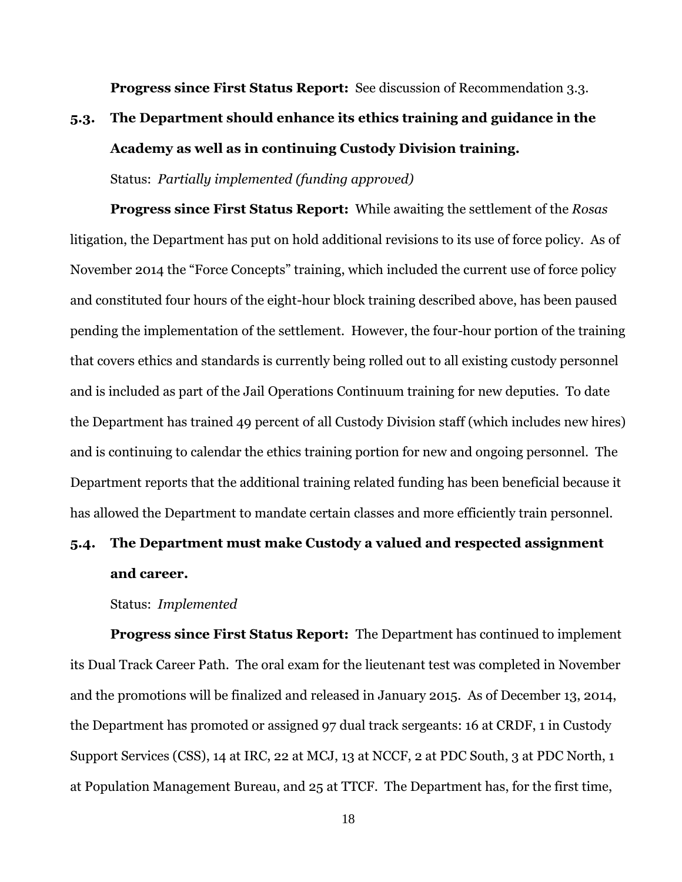**Progress since First Status Report:** See discussion of Recommendation 3.3.

### 5.3. The Department should enhance its ethics training and guidance in the Academy as well as in continuing Custody Division training.

Status: *Partially implemented (funding approved)*

**Progress since First Status Report:** While awaiting the settlement of the *Rosas* litigation, the Department has put on hold additional revisions to its use of force policy. As of November 2014 the "Force Concepts" training, which included the current use of force policy and constituted four hours of the eight-hour block training described above, has been paused pending the implementation of the settlement. However, the four-hour portion of the training that covers ethics and standards is currently being rolled out to all existing custody personnel and is included as part of the Jail Operations Continuum training for new deputies. To date the Department has trained 49 percent of all Custody Division staff (which includes new hires) and is continuing to calendar the ethics training portion for new and ongoing personnel. The Department reports that the additional training related funding has been beneficial because it has allowed the Department to mandate certain classes and more efficiently train personnel.

### 5.4. The Department must make Custody a valued and respected assignment and career.

Status: *Implemented*

**Progress since First Status Report:** The Department has continued to implement its Dual Track Career Path. The oral exam for the lieutenant test was completed in November and the promotions will be finalized and released in January 2015. As of December 13, 2014, the Department has promoted or assigned 97 dual track sergeants: 16 at CRDF, 1 in Custody Support Services (CSS), 14 at IRC, 22 at MCJ, 13 at NCCF, 2 at PDC South, 3 at PDC North, 1 at Population Management Bureau, and 25 at TTCF. The Department has, for the first time,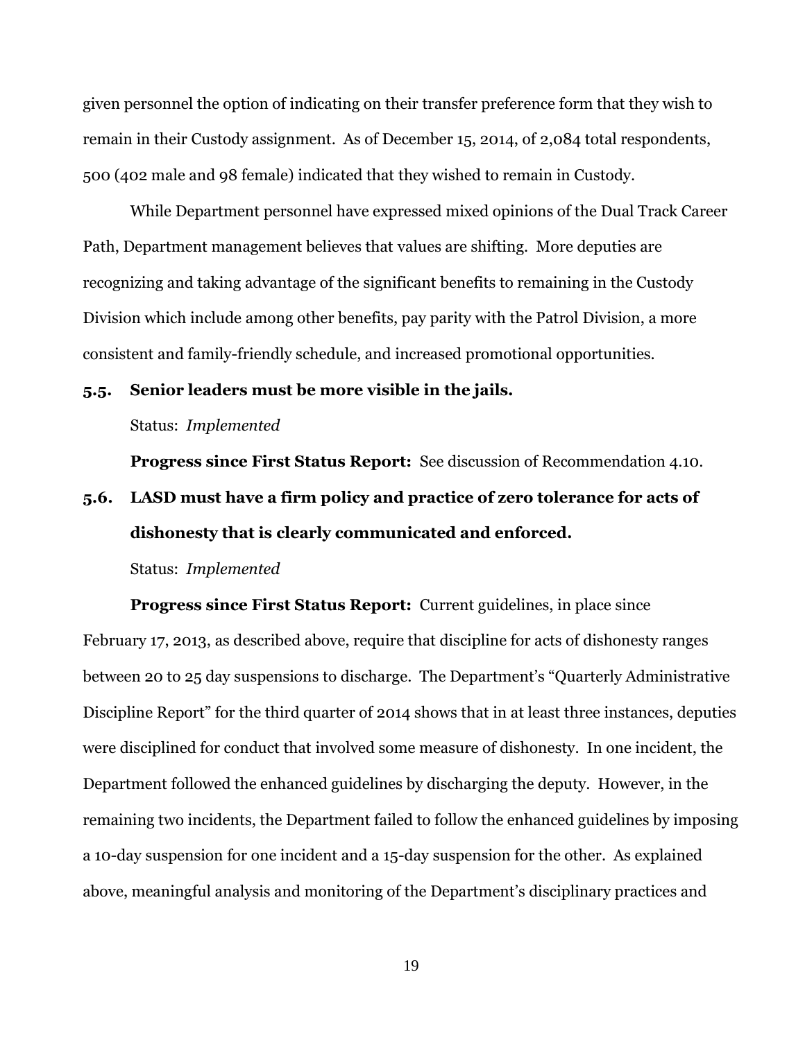given personnel the option of indicating on their transfer preference form that they wish to remain in their Custody assignment. As of December 15, 2014, of 2,084 total respondents, 500 (402 male and 98 female) indicated that they wished to remain in Custody.

While Department personnel have expressed mixed opinions of the Dual Track Career Path, Department management believes that values are shifting. More deputies are recognizing and taking advantage of the significant benefits to remaining in the Custody Division which include among other benefits, pay parity with the Patrol Division, a more consistent and family-friendly schedule, and increased promotional opportunities.

**5.5. Senior leaders must be more visible in the jails.**

Status: *Implemented*

**Progress since First Status Report:** See discussion of Recommendation 4.10.

**5.6. LASD must have a firm policy and practice of zero tolerance for acts of dishonesty that is clearly communicated and enforced.**

Status: *Implemented*

**Progress since First Status Report:** Current guidelines, in place since February 17, 2013, as described above, require that discipline for acts of dishonesty ranges between 20 to 25 day suspensions to discharge. The Department's "Quarterly Administrative Discipline Report" for the third quarter of 2014 shows that in at least three instances, deputies were disciplined for conduct that involved some measure of dishonesty. In one incident, the Department followed the enhanced guidelines by discharging the deputy. However, in the remaining two incidents, the Department failed to follow the enhanced guidelines by imposing a 10-day suspension for one incident and a 15-day suspension for the other. As explained above, meaningful analysis and monitoring of the Department's disciplinary practices and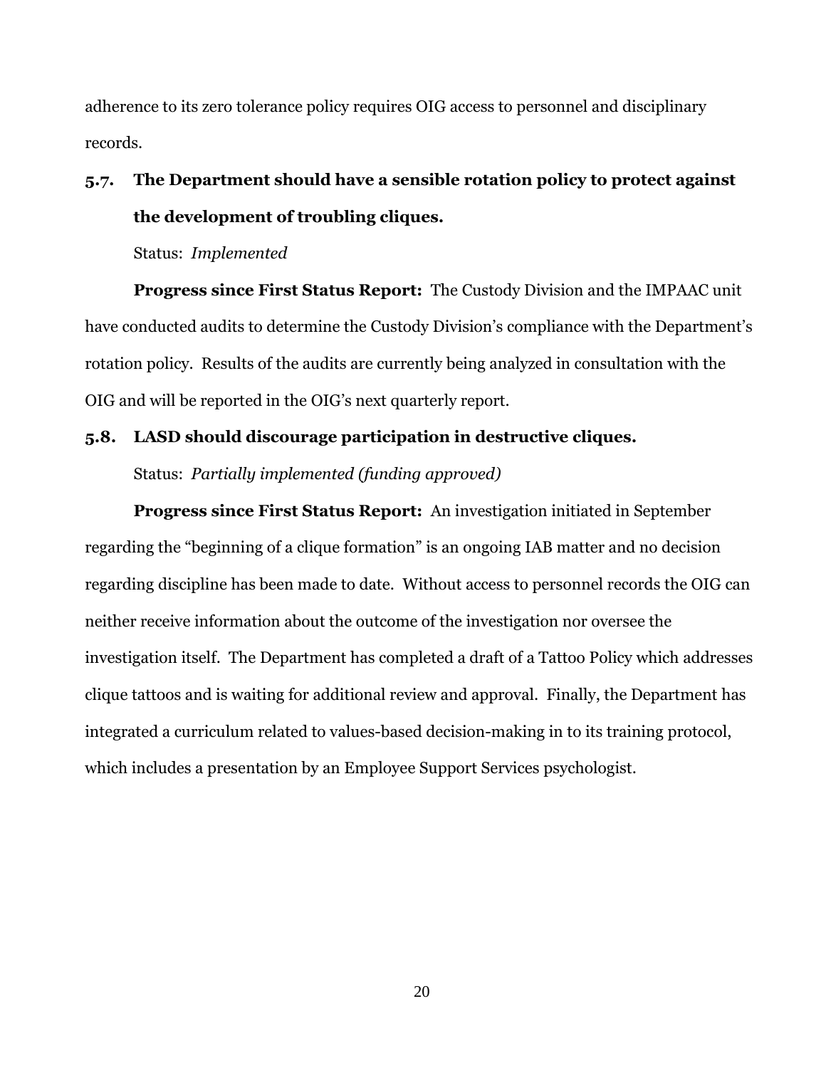adherence to its zero tolerance policy requires OIG access to personnel and disciplinary records.

### 5.7. The Department should have a sensible rotation policy to protect against the development of troubling cliques.

Status: *Implemented*

**Progress since First Status Report:** The Custody Division and the IMPAAC unit have conducted audits to determine the Custody Division's compliance with the Department's rotation policy. Results of the audits are currently being analyzed in consultation with the OIG and will be reported in the OIG's next quarterly report.

### 5.8. LASD should discourage participation in destructive cliques.

Status: *Partially implemented (funding approved)*

**Progress since First Status Report:** An investigation initiated in September regarding the "beginning of a clique formation" is an ongoing IAB matter and no decision regarding discipline has been made to date. Without access to personnel records the OIG can neither receive information about the outcome of the investigation nor oversee the investigation itself. The Department has completed a draft of a Tattoo Policy which addresses clique tattoos and is waiting for additional review and approval. Finally, the Department has integrated a curriculum related to values-based decision-making in to its training protocol, which includes a presentation by an Employee Support Services psychologist.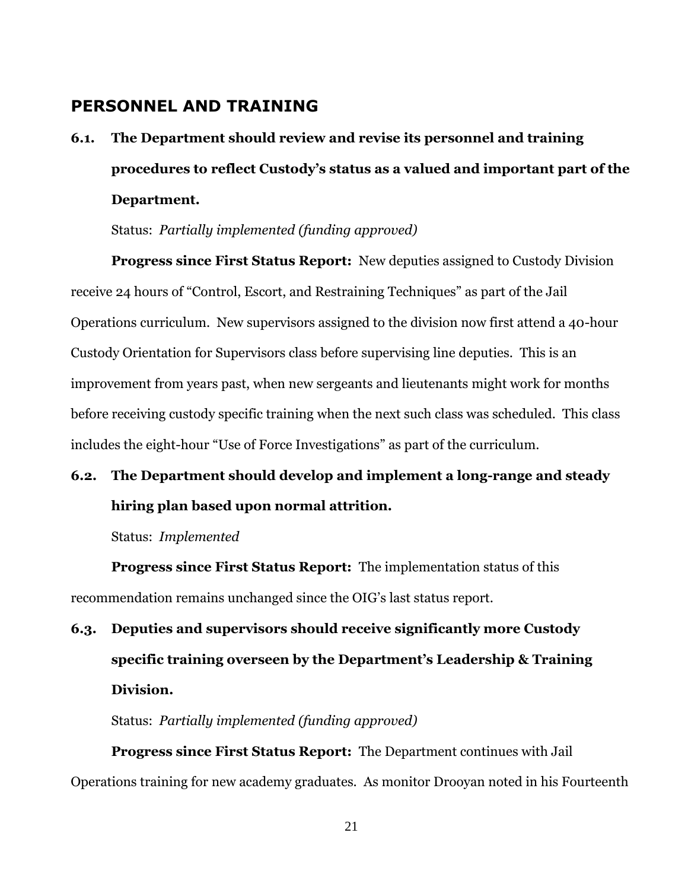## PERSONNEL AND TRAINING

### 6.1. The Department should review and revise its personnel and training procedures to reflect Custody's status as a valued and important part of the Department.

Status: *Partially implemented (funding approved)*

**Progress since First Status Report:** New deputies assigned to Custody Division receive 24 hours of "Control, Escort, and Restraining Techniques" as part of the Jail Operations curriculum. New supervisors assigned to the division now first attend a 40-hour Custody Orientation for Supervisors class before supervising line deputies. This is an improvement from years past, when new sergeants and lieutenants might work for months before receiving custody specific training when the next such class was scheduled. This class includes the eight-hour "Use of Force Investigations" as part of the curriculum.

### 6.2. The Department should develop and implement a long-range and steady hiring plan based upon normal attrition.

Status: *Implemented*

**Progress since First Status Report:** The implementation status of this recommendation remains unchanged since the OIG's last status report.

### 6.3. Deputies and supervisors should receive significantly more Custody specific training overseen by the Department's Leadership & Training Division.

Status: *Partially implemented (funding approved)*

**Progress since First Status Report:** The Department continues with Jail Operations training for new academy graduates. As monitor Drooyan noted in his Fourteenth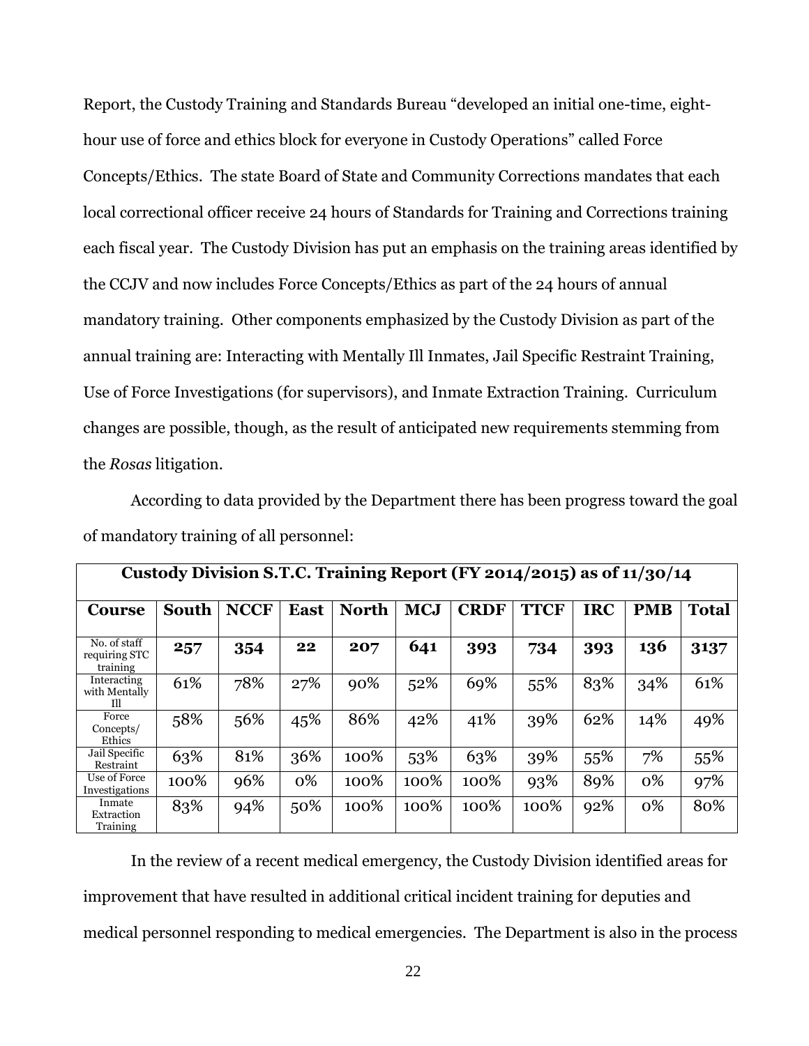Report, the Custody Training and Standards Bureau "developed an initial one-time, eight-hour use of force and ethics block for everyone in Custody Operations" called Force Concepts/Ethics. The state Board of State and Community Corrections mandates that each local correctional officer receive 24 hours of Standards for Training and Corrections training each fiscal year. The Custody Division has put an emphasis on the training areas identified by the CCJV and now includes Force Concepts/Ethics as part of the 24 hours of annual mandatory training. Other components emphasized by the Custody Division as part of the annual training are: Interacting with Mentally Ill Inmates, Jail Specific Restraint Training, Use of Force Investigations (for supervisors), and Inmate Extraction Training. Curriculum changes are possible, though, as the result of anticipated new requirements stemming from the *Rosas* litigation.

According to data provided by the Department there has been progress toward the goal of mandatory training of all personnel:

| **Custody Division S.T.C. Training Report (FY 2014/2015) as of 11/30/14** | | | | | | | | | | |
|---|---|---|---|---|---|---|---|---|---|---|
| **Course** | **South** | **NCCF** | **East** | **North** | **MCJ** | **CRDF** | **TTCF** | **IRC** | **PMB** | **Total** |
| No. of staff requiring STC training | **257** | **354** | **22** | **207** | **641** | **393** | **734** | **393** | **136** | **3137** |
| Interacting with Mentally Ill | 61% | 78% | 27% | 90% | 52% | 69% | 55% | 83% | 34% | 61% |
| Force Concepts/ Ethics | 58% | 56% | 45% | 86% | 42% | 41% | 39% | 62% | 14% | 49% |
| Jail Specific Restraint | 63% | 81% | 36% | 100% | 53% | 63% | 39% | 55% | 7% | 55% |
| Use of Force Investigations | 100% | 96% | 0% | 100% | 100% | 100% | 93% | 89% | 0% | 97% |
| Inmate Extraction Training | 83% | 94% | 50% | 100% | 100% | 100% | 100% | 92% | 0% | 80% |

In the review of a recent medical emergency, the Custody Division identified areas for improvement that have resulted in additional critical incident training for deputies and medical personnel responding to medical emergencies. The Department is also in the process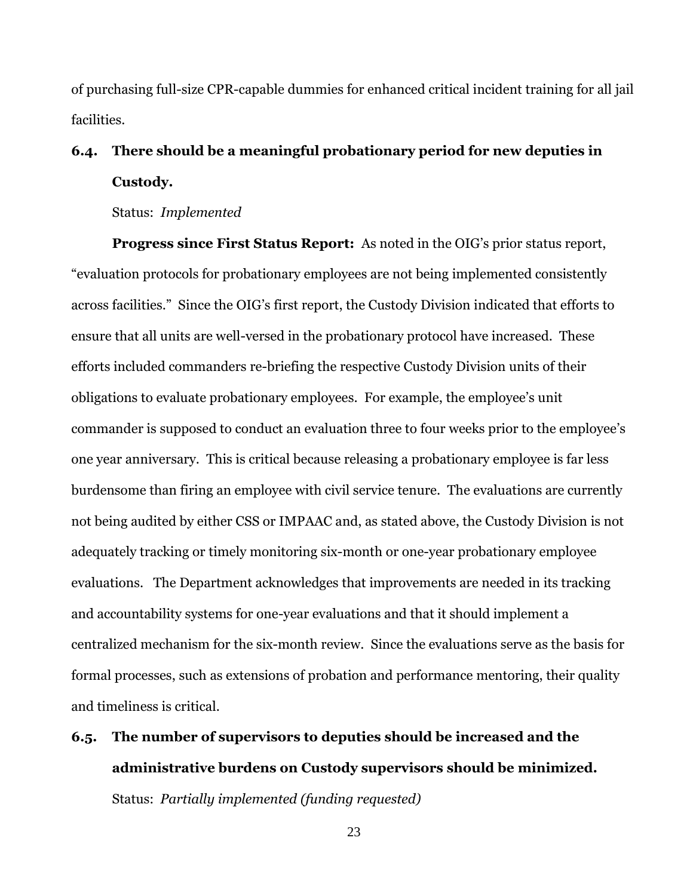of purchasing full-size CPR-capable dummies for enhanced critical incident training for all jail facilities.

### 6.4. There should be a meaningful probationary period for new deputies in Custody.

Status: *Implemented*

**Progress since First Status Report:** As noted in the OIG's prior status report, "evaluation protocols for probationary employees are not being implemented consistently across facilities." Since the OIG's first report, the Custody Division indicated that efforts to ensure that all units are well-versed in the probationary protocol have increased. These efforts included commanders re-briefing the respective Custody Division units of their obligations to evaluate probationary employees. For example, the employee's unit commander is supposed to conduct an evaluation three to four weeks prior to the employee's one year anniversary. This is critical because releasing a probationary employee is far less burdensome than firing an employee with civil service tenure. The evaluations are currently not being audited by either CSS or IMPAAC and, as stated above, the Custody Division is not adequately tracking or timely monitoring six-month or one-year probationary employee evaluations. The Department acknowledges that improvements are needed in its tracking and accountability systems for one-year evaluations and that it should implement a centralized mechanism for the six-month review. Since the evaluations serve as the basis for formal processes, such as extensions of probation and performance mentoring, their quality and timeliness is critical.

### 6.5. The number of supervisors to deputies should be increased and the administrative burdens on Custody supervisors should be minimized.

Status: *Partially implemented (funding requested)*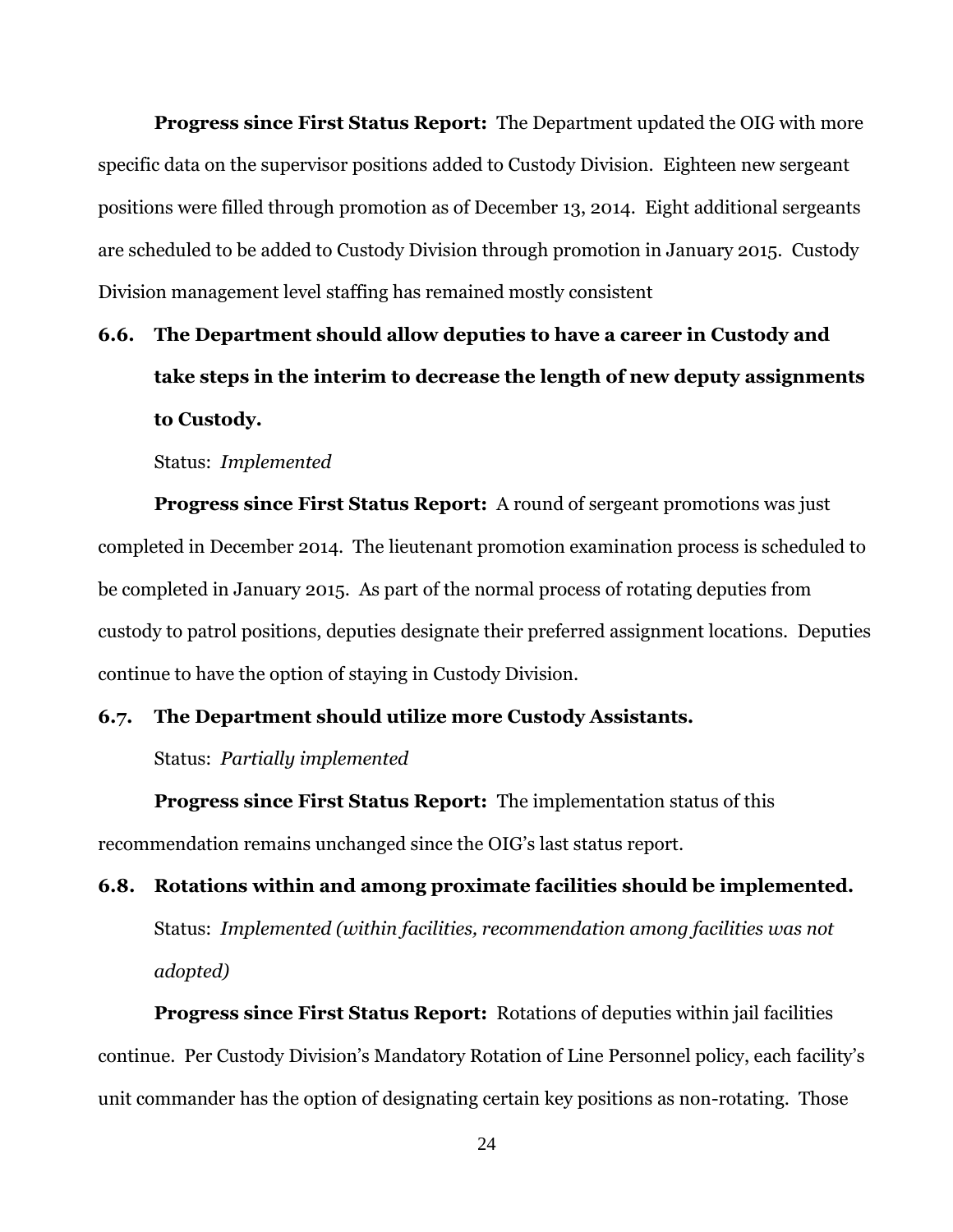**Progress since First Status Report:** The Department updated the OIG with more specific data on the supervisor positions added to Custody Division. Eighteen new sergeant positions were filled through promotion as of December 13, 2014. Eight additional sergeants are scheduled to be added to Custody Division through promotion in January 2015. Custody Division management level staffing has remained mostly consistent

**6.6. The Department should allow deputies to have a career in Custody and take steps in the interim to decrease the length of new deputy assignments to Custody.**

Status: *Implemented*

**Progress since First Status Report:** A round of sergeant promotions was just completed in December 2014. The lieutenant promotion examination process is scheduled to be completed in January 2015. As part of the normal process of rotating deputies from custody to patrol positions, deputies designate their preferred assignment locations. Deputies continue to have the option of staying in Custody Division.

**6.7. The Department should utilize more Custody Assistants.**

Status: *Partially implemented*

**Progress since First Status Report:** The implementation status of this recommendation remains unchanged since the OIG's last status report.

**6.8. Rotations within and among proximate facilities should be implemented.**

Status: *Implemented (within facilities, recommendation among facilities was not adopted)*

**Progress since First Status Report:** Rotations of deputies within jail facilities continue. Per Custody Division's Mandatory Rotation of Line Personnel policy, each facility's unit commander has the option of designating certain key positions as non-rotating. Those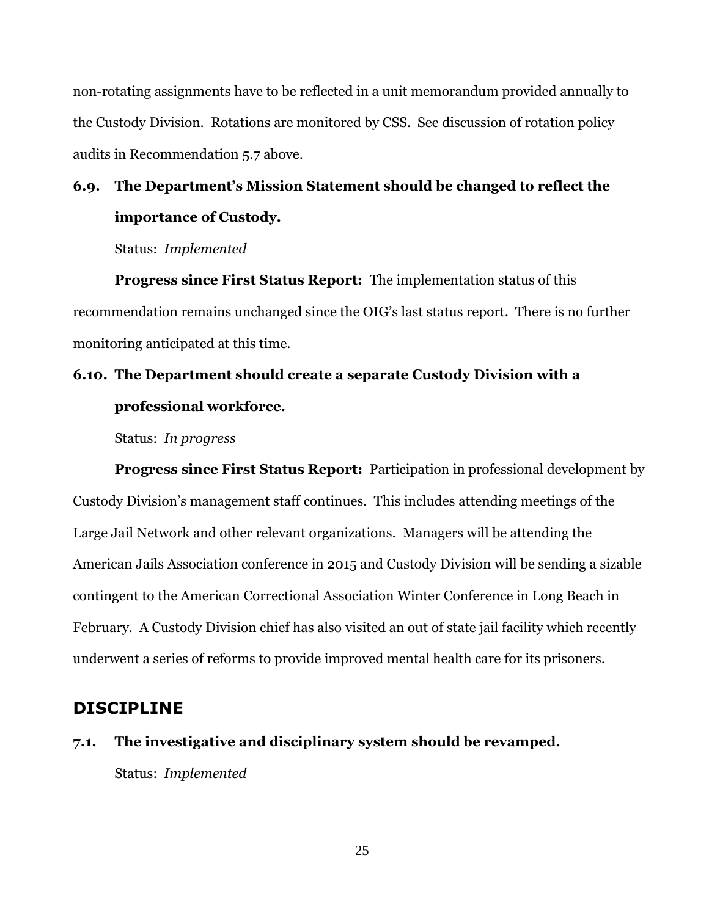non-rotating assignments have to be reflected in a unit memorandum provided annually to the Custody Division. Rotations are monitored by CSS. See discussion of rotation policy audits in Recommendation 5.7 above.

### 6.9. The Department's Mission Statement should be changed to reflect the importance of Custody.

Status: *Implemented*

**Progress since First Status Report:** The implementation status of this recommendation remains unchanged since the OIG's last status report. There is no further monitoring anticipated at this time.

### 6.10. The Department should create a separate Custody Division with a professional workforce.

Status: *In progress*

**Progress since First Status Report:** Participation in professional development by Custody Division's management staff continues. This includes attending meetings of the Large Jail Network and other relevant organizations. Managers will be attending the American Jails Association conference in 2015 and Custody Division will be sending a sizable contingent to the American Correctional Association Winter Conference in Long Beach in February. A Custody Division chief has also visited an out of state jail facility which recently underwent a series of reforms to provide improved mental health care for its prisoners.

## DISCIPLINE

### 7.1. The investigative and disciplinary system should be revamped.

Status: *Implemented*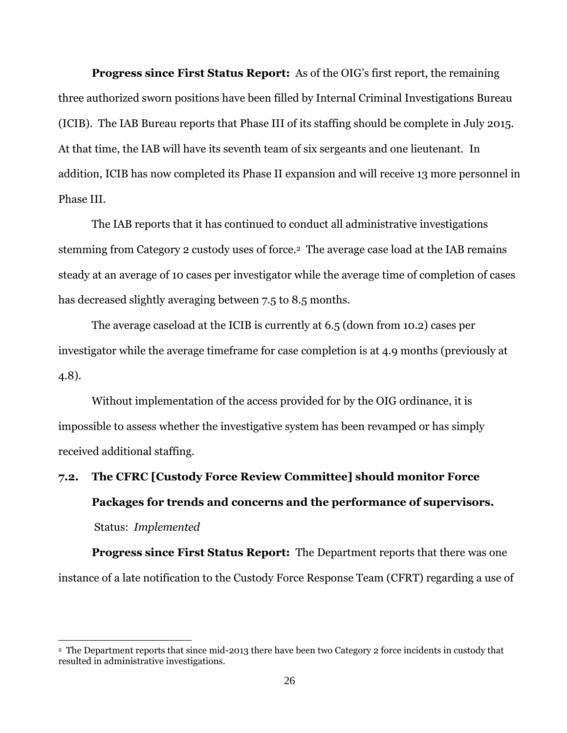**Progress since First Status Report:** As of the OIG's first report, the remaining three authorized sworn positions have been filled by Internal Criminal Investigations Bureau (ICIB). The IAB Bureau reports that Phase III of its staffing should be complete in July 2015. At that time, the IAB will have its seventh team of six sergeants and one lieutenant. In addition, ICIB has now completed its Phase II expansion and will receive 13 more personnel in Phase III.

The IAB reports that it has continued to conduct all administrative investigations stemming from Category 2 custody uses of force.[2] The average case load at the IAB remains steady at an average of 10 cases per investigator while the average time of completion of cases has decreased slightly averaging between 7.5 to 8.5 months.

The average caseload at the ICIB is currently at 6.5 (down from 10.2) cases per investigator while the average timeframe for case completion is at 4.9 months (previously at 4.8).

Without implementation of the access provided for by the OIG ordinance, it is impossible to assess whether the investigative system has been revamped or has simply received additional staffing.

### 7.2. The CFRC [Custody Force Review Committee] should monitor Force Packages for trends and concerns and the performance of supervisors.

Status: *Implemented*

**Progress since First Status Report:** The Department reports that there was one instance of a late notification to the Custody Force Response Team (CFRT) regarding a use of

[2] The Department reports that since mid-2013 there have been two Category 2 force incidents in custody that resulted in administrative investigations.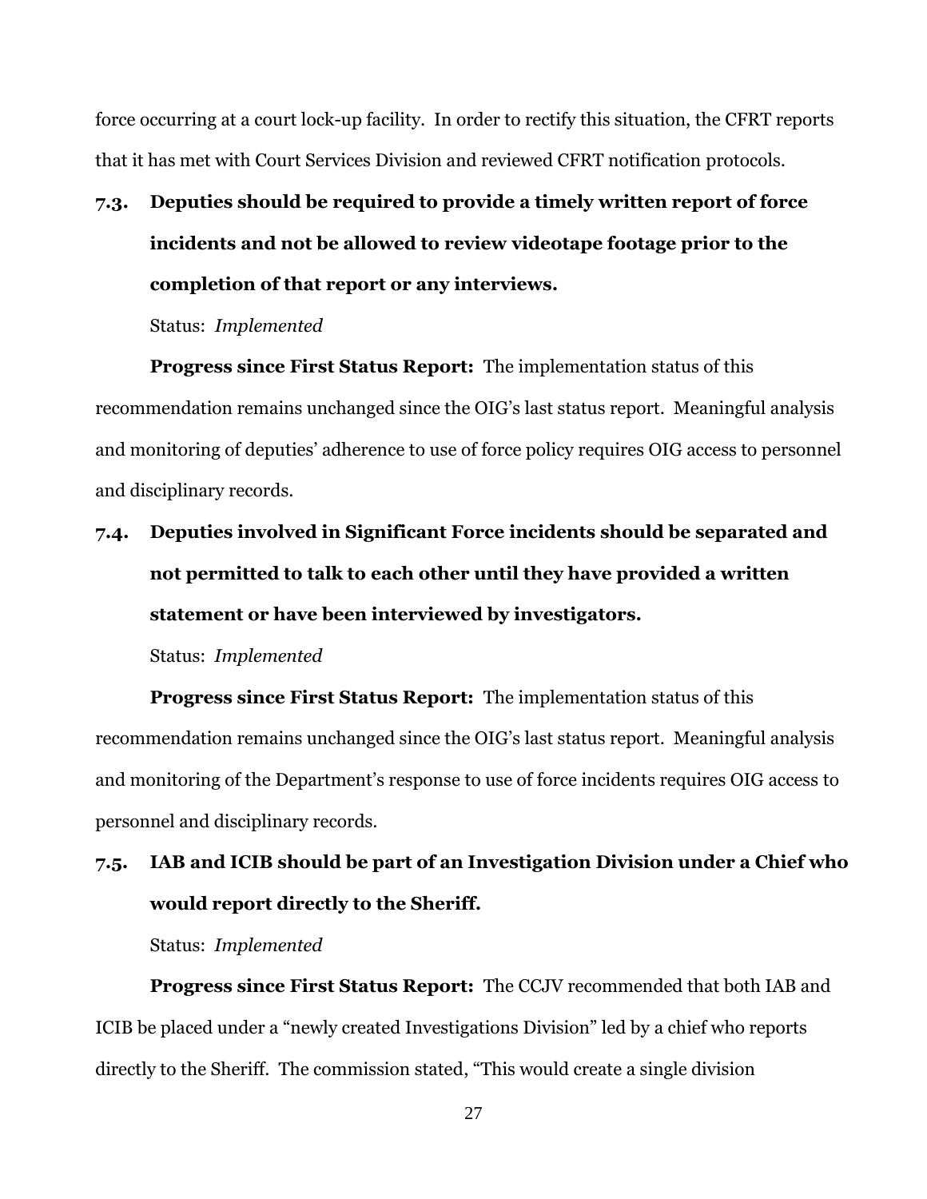force occurring at a court lock-up facility. In order to rectify this situation, the CFRT reports that it has met with Court Services Division and reviewed CFRT notification protocols.

### 7.3. Deputies should be required to provide a timely written report of force incidents and not be allowed to review videotape footage prior to the completion of that report or any interviews.

Status: *Implemented*

**Progress since First Status Report:** The implementation status of this recommendation remains unchanged since the OIG's last status report. Meaningful analysis and monitoring of deputies' adherence to use of force policy requires OIG access to personnel and disciplinary records.

### 7.4. Deputies involved in Significant Force incidents should be separated and not permitted to talk to each other until they have provided a written statement or have been interviewed by investigators.

Status: *Implemented*

**Progress since First Status Report:** The implementation status of this recommendation remains unchanged since the OIG's last status report. Meaningful analysis and monitoring of the Department's response to use of force incidents requires OIG access to personnel and disciplinary records.

### 7.5. IAB and ICIB should be part of an Investigation Division under a Chief who would report directly to the Sheriff.

Status: *Implemented*

**Progress since First Status Report:** The CCJV recommended that both IAB and ICIB be placed under a "newly created Investigations Division" led by a chief who reports directly to the Sheriff. The commission stated, "This would create a single division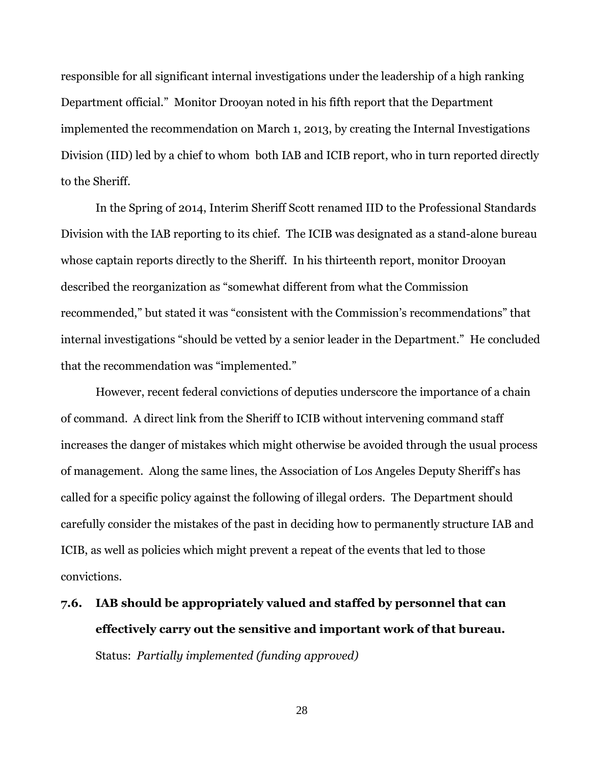responsible for all significant internal investigations under the leadership of a high ranking Department official." Monitor Drooyan noted in his fifth report that the Department implemented the recommendation on March 1, 2013, by creating the Internal Investigations Division (IID) led by a chief to whom both IAB and ICIB report, who in turn reported directly to the Sheriff.

In the Spring of 2014, Interim Sheriff Scott renamed IID to the Professional Standards Division with the IAB reporting to its chief. The ICIB was designated as a stand-alone bureau whose captain reports directly to the Sheriff. In his thirteenth report, monitor Drooyan described the reorganization as "somewhat different from what the Commission recommended," but stated it was "consistent with the Commission's recommendations" that internal investigations "should be vetted by a senior leader in the Department." He concluded that the recommendation was "implemented."

However, recent federal convictions of deputies underscore the importance of a chain of command. A direct link from the Sheriff to ICIB without intervening command staff increases the danger of mistakes which might otherwise be avoided through the usual process of management. Along the same lines, the Association of Los Angeles Deputy Sheriff's has called for a specific policy against the following of illegal orders. The Department should carefully consider the mistakes of the past in deciding how to permanently structure IAB and ICIB, as well as policies which might prevent a repeat of the events that led to those convictions.

**7.6. IAB should be appropriately valued and staffed by personnel that can effectively carry out the sensitive and important work of that bureau.**

Status: *Partially implemented (funding approved)*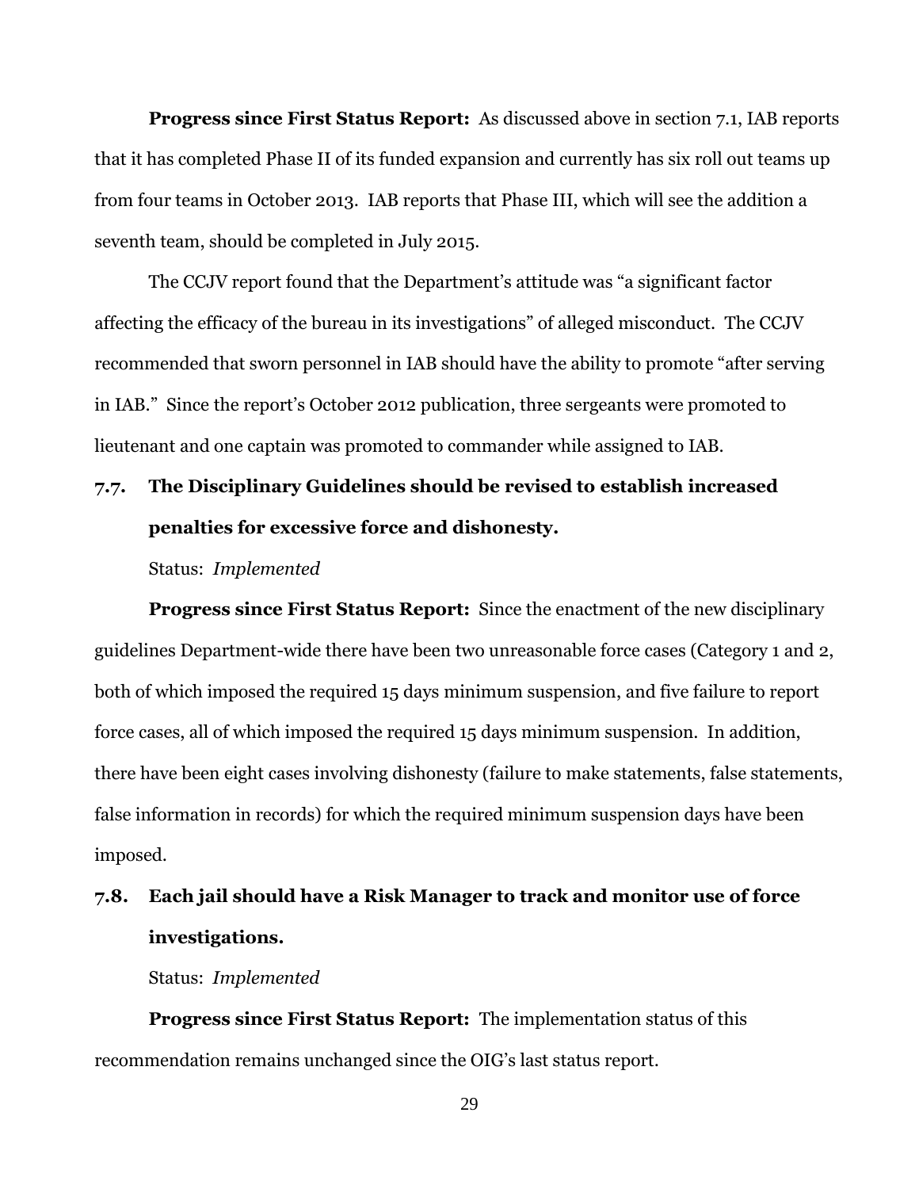**Progress since First Status Report:** As discussed above in section 7.1, IAB reports that it has completed Phase II of its funded expansion and currently has six roll out teams up from four teams in October 2013. IAB reports that Phase III, which will see the addition a seventh team, should be completed in July 2015.

The CCJV report found that the Department's attitude was "a significant factor affecting the efficacy of the bureau in its investigations" of alleged misconduct. The CCJV recommended that sworn personnel in IAB should have the ability to promote "after serving in IAB." Since the report's October 2012 publication, three sergeants were promoted to lieutenant and one captain was promoted to commander while assigned to IAB.

### 7.7. The Disciplinary Guidelines should be revised to establish increased penalties for excessive force and dishonesty.

Status: *Implemented*

**Progress since First Status Report:** Since the enactment of the new disciplinary guidelines Department-wide there have been two unreasonable force cases (Category 1 and 2, both of which imposed the required 15 days minimum suspension, and five failure to report force cases, all of which imposed the required 15 days minimum suspension. In addition, there have been eight cases involving dishonesty (failure to make statements, false statements, false information in records) for which the required minimum suspension days have been imposed.

### 7.8. Each jail should have a Risk Manager to track and monitor use of force investigations.

Status: *Implemented*

**Progress since First Status Report:** The implementation status of this recommendation remains unchanged since the OIG's last status report.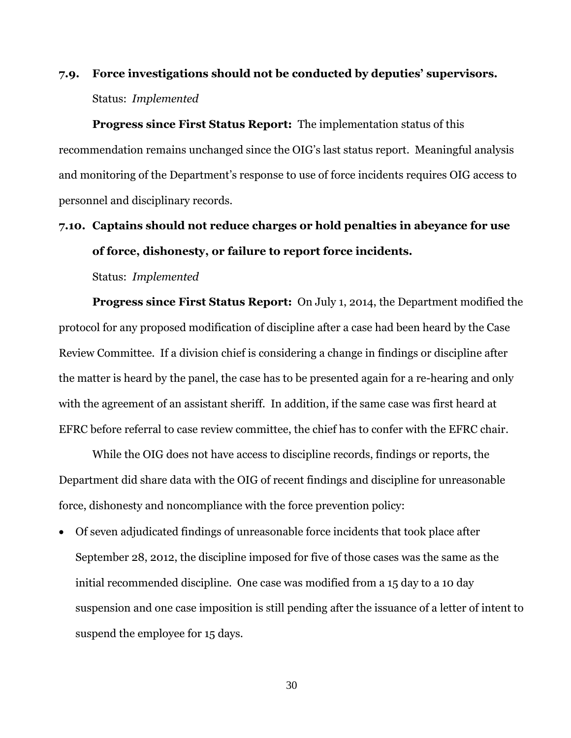**7.9. Force investigations should not be conducted by deputies' supervisors.**

Status: *Implemented*

**Progress since First Status Report:** The implementation status of this recommendation remains unchanged since the OIG's last status report. Meaningful analysis and monitoring of the Department's response to use of force incidents requires OIG access to personnel and disciplinary records.

**7.10. Captains should not reduce charges or hold penalties in abeyance for use of force, dishonesty, or failure to report force incidents.**

Status: *Implemented*

**Progress since First Status Report:** On July 1, 2014, the Department modified the protocol for any proposed modification of discipline after a case had been heard by the Case Review Committee. If a division chief is considering a change in findings or discipline after the matter is heard by the panel, the case has to be presented again for a re-hearing and only with the agreement of an assistant sheriff. In addition, if the same case was first heard at EFRC before referral to case review committee, the chief has to confer with the EFRC chair.

While the OIG does not have access to discipline records, findings or reports, the Department did share data with the OIG of recent findings and discipline for unreasonable force, dishonesty and noncompliance with the force prevention policy:

- Of seven adjudicated findings of unreasonable force incidents that took place after September 28, 2012, the discipline imposed for five of those cases was the same as the initial recommended discipline. One case was modified from a 15 day to a 10 day suspension and one case imposition is still pending after the issuance of a letter of intent to suspend the employee for 15 days.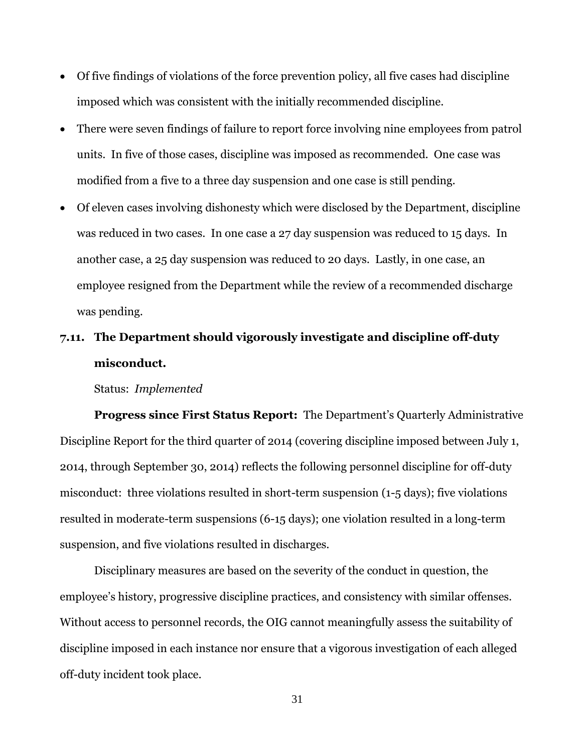- Of five findings of violations of the force prevention policy, all five cases had discipline imposed which was consistent with the initially recommended discipline.
- There were seven findings of failure to report force involving nine employees from patrol units. In five of those cases, discipline was imposed as recommended. One case was modified from a five to a three day suspension and one case is still pending.
- Of eleven cases involving dishonesty which were disclosed by the Department, discipline was reduced in two cases. In one case a 27 day suspension was reduced to 15 days. In another case, a 25 day suspension was reduced to 20 days. Lastly, in one case, an employee resigned from the Department while the review of a recommended discharge was pending.

### 7.11. The Department should vigorously investigate and discipline off-duty misconduct.

Status: *Implemented*

**Progress since First Status Report:** The Department's Quarterly Administrative Discipline Report for the third quarter of 2014 (covering discipline imposed between July 1, 2014, through September 30, 2014) reflects the following personnel discipline for off-duty misconduct: three violations resulted in short-term suspension (1-5 days); five violations resulted in moderate-term suspensions (6-15 days); one violation resulted in a long-term suspension, and five violations resulted in discharges.

Disciplinary measures are based on the severity of the conduct in question, the employee's history, progressive discipline practices, and consistency with similar offenses. Without access to personnel records, the OIG cannot meaningfully assess the suitability of discipline imposed in each instance nor ensure that a vigorous investigation of each alleged off-duty incident took place.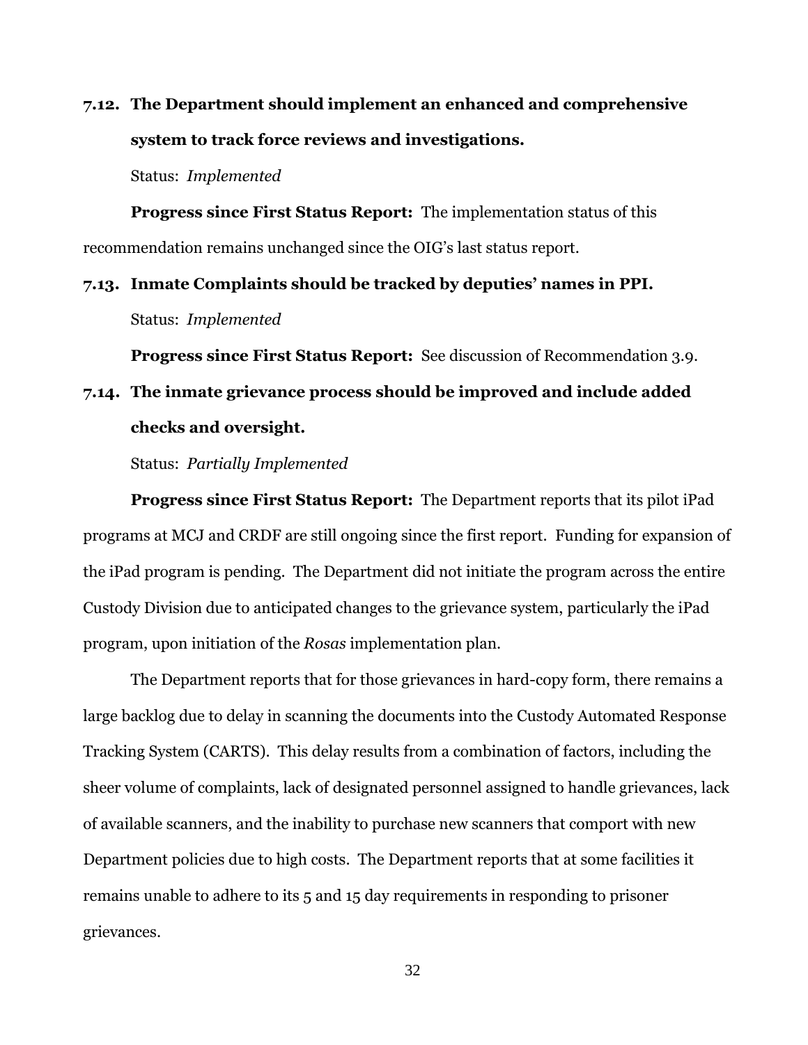**7.12. The Department should implement an enhanced and comprehensive system to track force reviews and investigations.**

Status: *Implemented*

**Progress since First Status Report:** The implementation status of this recommendation remains unchanged since the OIG's last status report.

**7.13. Inmate Complaints should be tracked by deputies' names in PPI.**

Status: *Implemented*

**Progress since First Status Report:** See discussion of Recommendation 3.9.

**7.14. The inmate grievance process should be improved and include added checks and oversight.**

Status: *Partially Implemented*

**Progress since First Status Report:** The Department reports that its pilot iPad programs at MCJ and CRDF are still ongoing since the first report. Funding for expansion of the iPad program is pending. The Department did not initiate the program across the entire Custody Division due to anticipated changes to the grievance system, particularly the iPad program, upon initiation of the *Rosas* implementation plan.

The Department reports that for those grievances in hard-copy form, there remains a large backlog due to delay in scanning the documents into the Custody Automated Response Tracking System (CARTS). This delay results from a combination of factors, including the sheer volume of complaints, lack of designated personnel assigned to handle grievances, lack of available scanners, and the inability to purchase new scanners that comport with new Department policies due to high costs. The Department reports that at some facilities it remains unable to adhere to its 5 and 15 day requirements in responding to prisoner grievances.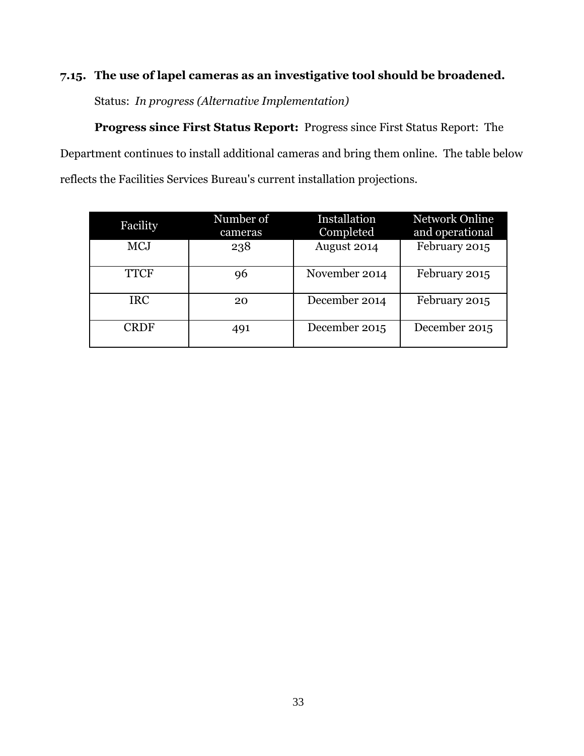### 7.15. The use of lapel cameras as an investigative tool should be broadened.

Status: *In progress (Alternative Implementation)*

**Progress since First Status Report:** Progress since First Status Report: The Department continues to install additional cameras and bring them online. The table below reflects the Facilities Services Bureau's current installation projections.

| Facility | Number of cameras | Installation Completed | Network Online and operational |
|---|---|---|---|
| MCJ | 238 | August 2014 | February 2015 |
| TTCF | 96 | November 2014 | February 2015 |
| IRC | 20 | December 2014 | February 2015 |
| CRDF | 491 | December 2015 | December 2015 |